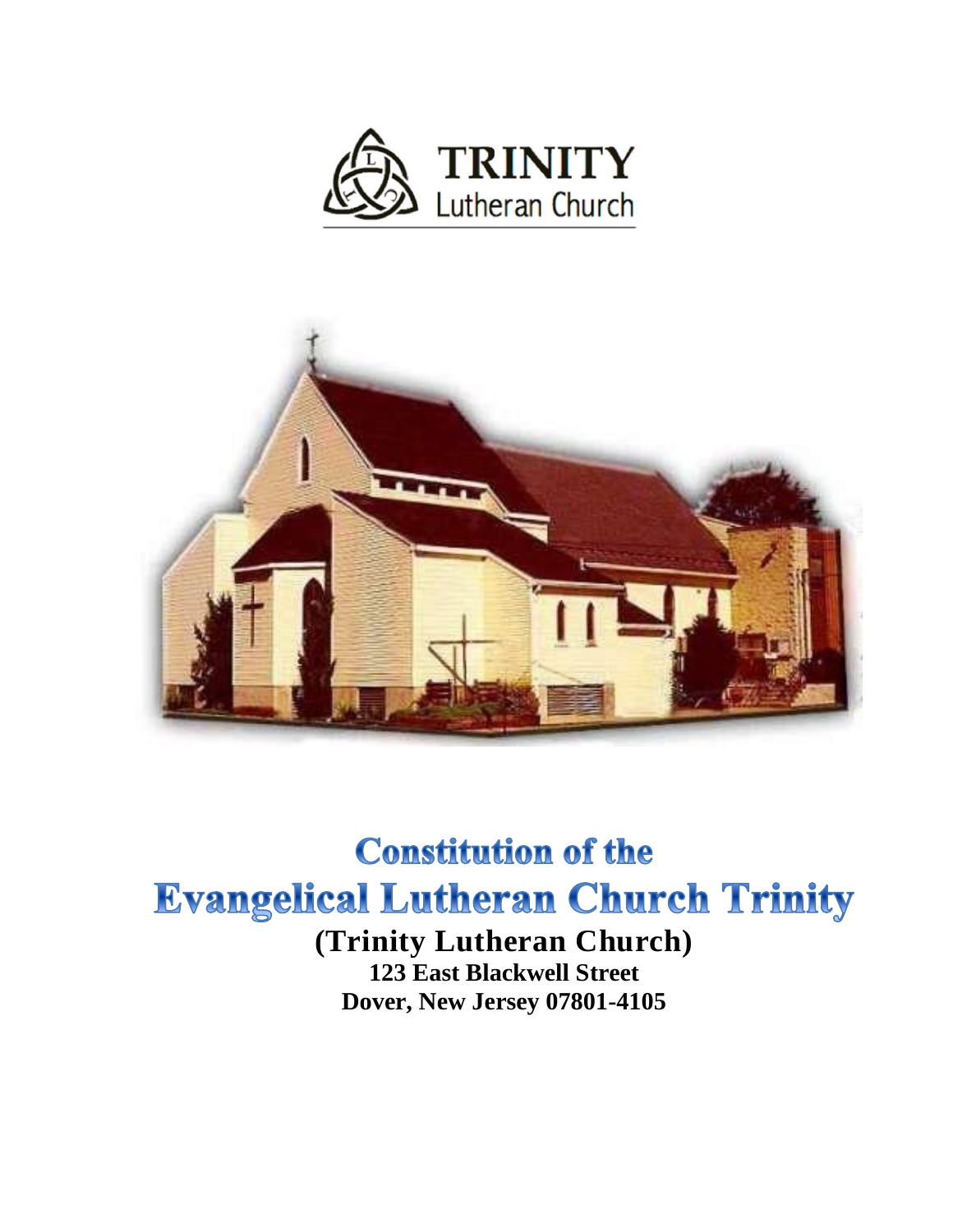**TRINITY**
Lutheran Church

# Constitution of the Evangelical Lutheran Church Trinity

**(Trinity Lutheran Church)**
**123 East Blackwell Street**
**Dover, New Jersey 07801-4105**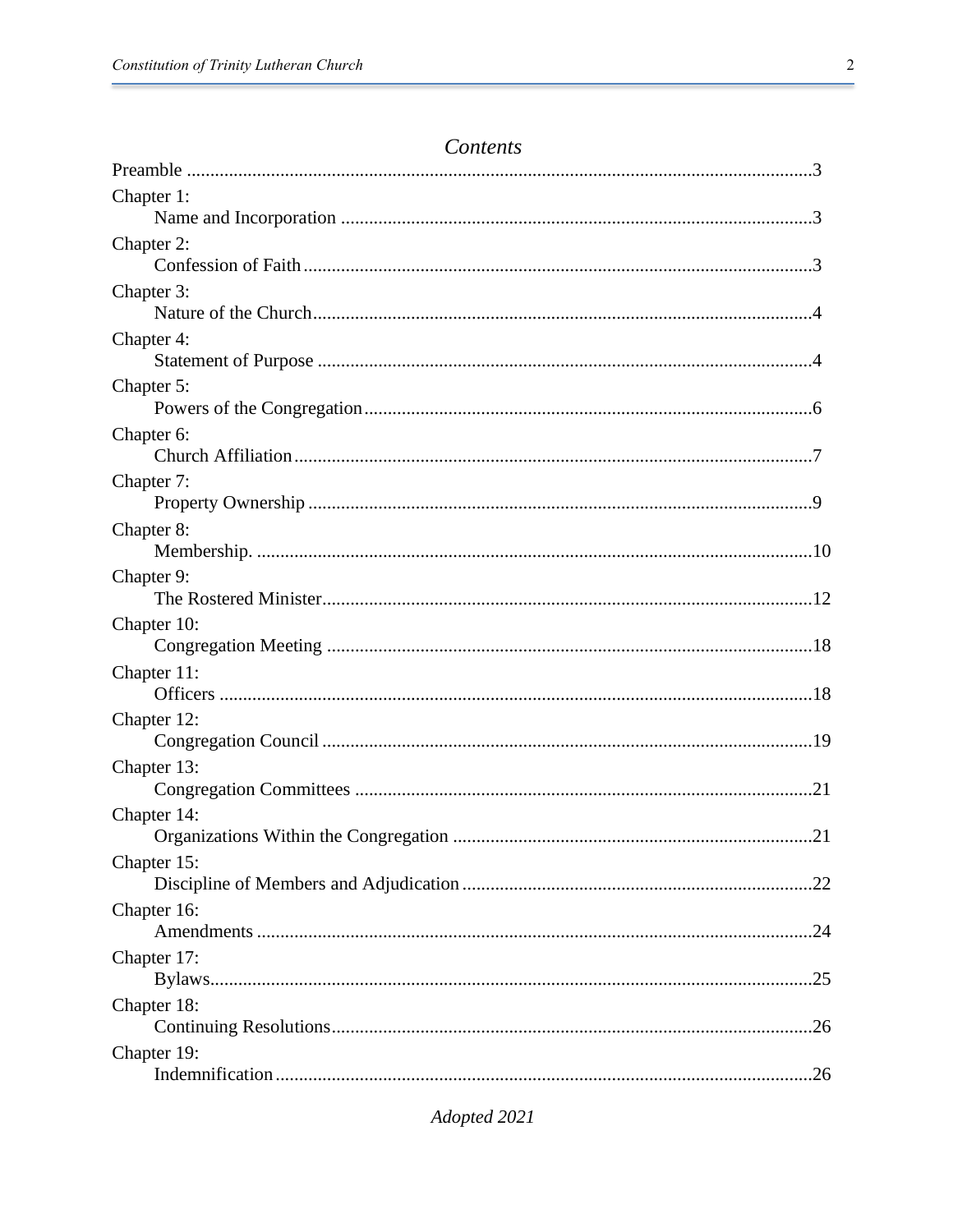## *Contents*

Preamble ....................................................................................................................3

Chapter 1:
  Name and Incorporation ....................................................................................3

Chapter 2:
  Confession of Faith............................................................................................3

Chapter 3:
  Nature of the Church..........................................................................................4

Chapter 4:
  Statement of Purpose .........................................................................................4

Chapter 5:
  Powers of the Congregation...............................................................................6

Chapter 6:
  Church Affiliation..............................................................................................7

Chapter 7:
  Property Ownership ...........................................................................................9

Chapter 8:
  Membership. .....................................................................................................10

Chapter 9:
  The Rostered Minister.......................................................................................12

Chapter 10:
  Congregation Meeting ......................................................................................18

Chapter 11:
  Officers .............................................................................................................18

Chapter 12:
  Congregation Council........................................................................................19

Chapter 13:
  Congregation Committees .................................................................................21

Chapter 14:
  Organizations Within the Congregation ............................................................21

Chapter 15:
  Discipline of Members and Adjudication..........................................................22

Chapter 16:
  Amendments .....................................................................................................24

Chapter 17:
  Bylaws...............................................................................................................25

Chapter 18:
  Continuing Resolutions......................................................................................26

Chapter 19:
  Indemnification..................................................................................................26

*Adopted 2021*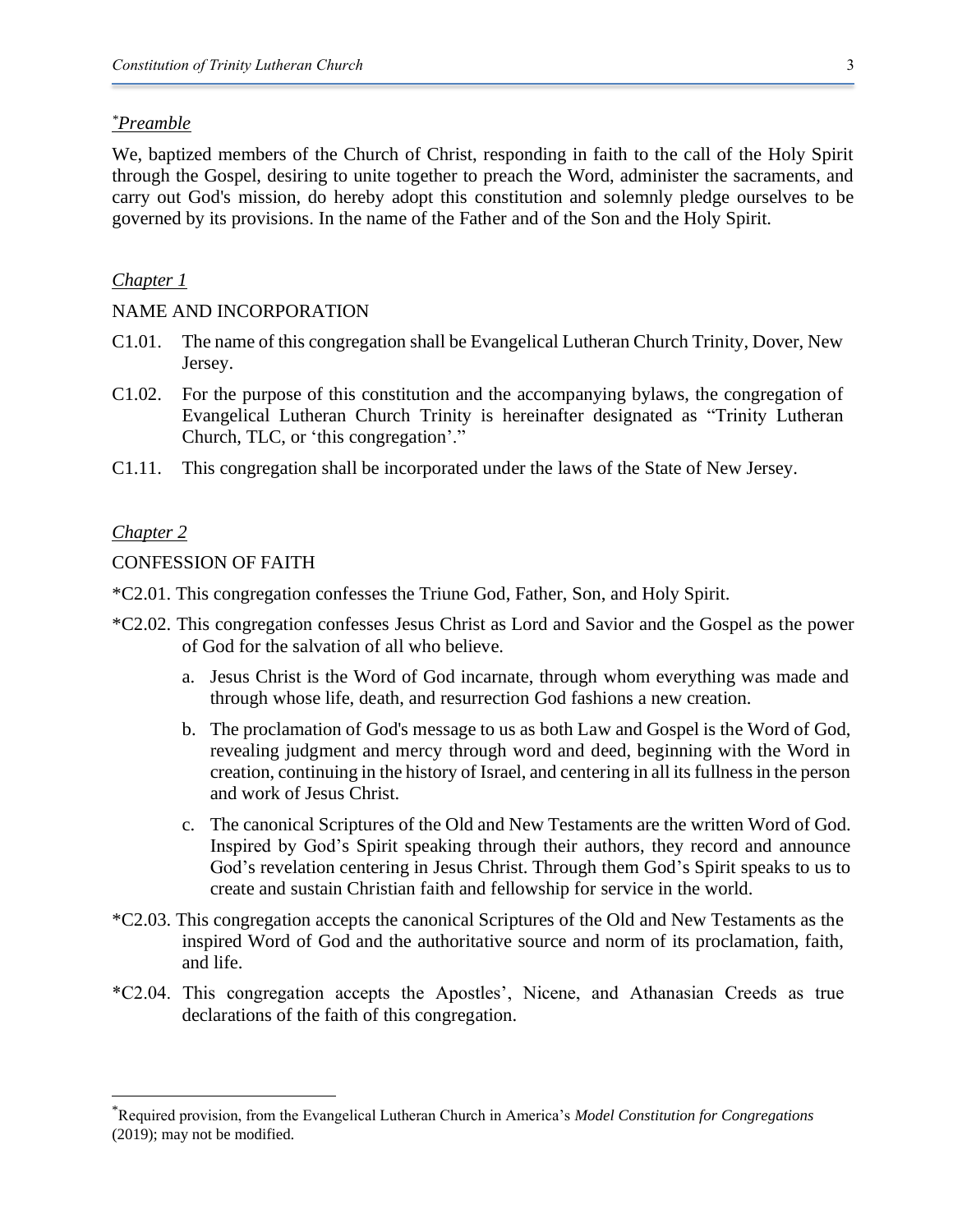*[*]Preamble*

We, baptized members of the Church of Christ, responding in faith to the call of the Holy Spirit through the Gospel, desiring to unite together to preach the Word, administer the sacraments, and carry out God's mission, do hereby adopt this constitution and solemnly pledge ourselves to be governed by its provisions. In the name of the Father and of the Son and the Holy Spirit.

*Chapter 1*

NAME AND INCORPORATION

C1.01. The name of this congregation shall be Evangelical Lutheran Church Trinity, Dover, New Jersey.

C1.02. For the purpose of this constitution and the accompanying bylaws, the congregation of Evangelical Lutheran Church Trinity is hereinafter designated as "Trinity Lutheran Church, TLC, or 'this congregation'."

C1.11. This congregation shall be incorporated under the laws of the State of New Jersey.

*Chapter 2*

CONFESSION OF FAITH

*C2.01. This congregation confesses the Triune God, Father, Son, and Holy Spirit.

*C2.02. This congregation confesses Jesus Christ as Lord and Savior and the Gospel as the power of God for the salvation of all who believe.

a. Jesus Christ is the Word of God incarnate, through whom everything was made and through whose life, death, and resurrection God fashions a new creation.

b. The proclamation of God's message to us as both Law and Gospel is the Word of God, revealing judgment and mercy through word and deed, beginning with the Word in creation, continuing in the history of Israel, and centering in all its fullness in the person and work of Jesus Christ.

c. The canonical Scriptures of the Old and New Testaments are the written Word of God. Inspired by God's Spirit speaking through their authors, they record and announce God's revelation centering in Jesus Christ. Through them God's Spirit speaks to us to create and sustain Christian faith and fellowship for service in the world.

*C2.03. This congregation accepts the canonical Scriptures of the Old and New Testaments as the inspired Word of God and the authoritative source and norm of its proclamation, faith, and life.

*C2.04. This congregation accepts the Apostles', Nicene, and Athanasian Creeds as true declarations of the faith of this congregation.

---

[*]Required provision, from the Evangelical Lutheran Church in America's *Model Constitution for Congregations* (2019); may not be modified.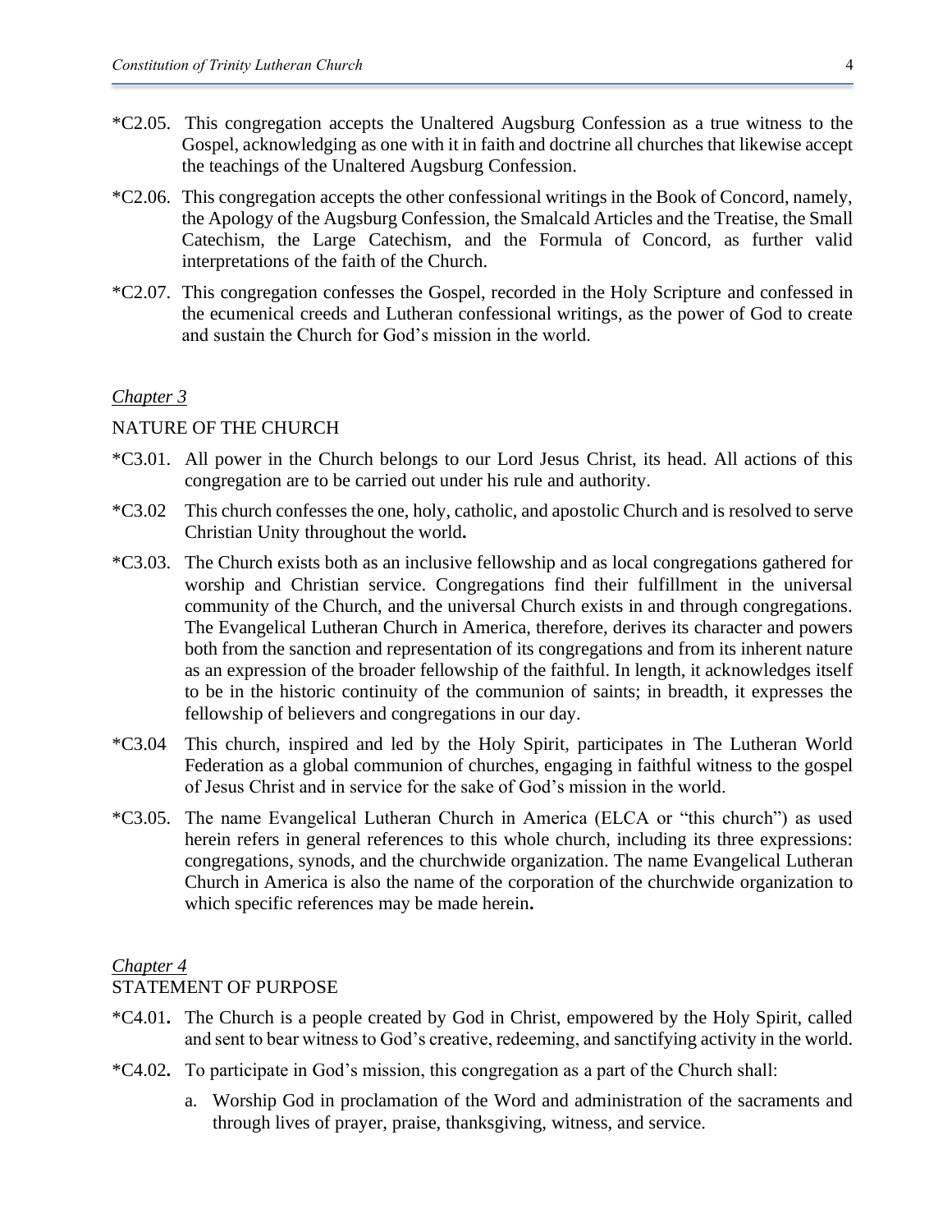*C2.05. This congregation accepts the Unaltered Augsburg Confession as a true witness to the Gospel, acknowledging as one with it in faith and doctrine all churches that likewise accept the teachings of the Unaltered Augsburg Confession.

*C2.06. This congregation accepts the other confessional writings in the Book of Concord, namely, the Apology of the Augsburg Confession, the Smalcald Articles and the Treatise, the Small Catechism, the Large Catechism, and the Formula of Concord, as further valid interpretations of the faith of the Church.

*C2.07. This congregation confesses the Gospel, recorded in the Holy Scripture and confessed in the ecumenical creeds and Lutheran confessional writings, as the power of God to create and sustain the Church for God's mission in the world.

## *Chapter 3*

## NATURE OF THE CHURCH

*C3.01. All power in the Church belongs to our Lord Jesus Christ, its head. All actions of this congregation are to be carried out under his rule and authority.

*C3.02 This church confesses the one, holy, catholic, and apostolic Church and is resolved to serve Christian Unity throughout the world**.**

*C3.03. The Church exists both as an inclusive fellowship and as local congregations gathered for worship and Christian service. Congregations find their fulfillment in the universal community of the Church, and the universal Church exists in and through congregations. The Evangelical Lutheran Church in America, therefore, derives its character and powers both from the sanction and representation of its congregations and from its inherent nature as an expression of the broader fellowship of the faithful. In length, it acknowledges itself to be in the historic continuity of the communion of saints; in breadth, it expresses the fellowship of believers and congregations in our day.

*C3.04 This church, inspired and led by the Holy Spirit, participates in The Lutheran World Federation as a global communion of churches, engaging in faithful witness to the gospel of Jesus Christ and in service for the sake of God's mission in the world.

*C3.05. The name Evangelical Lutheran Church in America (ELCA or "this church") as used herein refers in general references to this whole church, including its three expressions: congregations, synods, and the churchwide organization. The name Evangelical Lutheran Church in America is also the name of the corporation of the churchwide organization to which specific references may be made herein**.**

## *Chapter 4*

## STATEMENT OF PURPOSE

*C4.01**.** The Church is a people created by God in Christ, empowered by the Holy Spirit, called and sent to bear witness to God's creative, redeeming, and sanctifying activity in the world.

*C4.02**.** To participate in God's mission, this congregation as a part of the Church shall:

a. Worship God in proclamation of the Word and administration of the sacraments and through lives of prayer, praise, thanksgiving, witness, and service.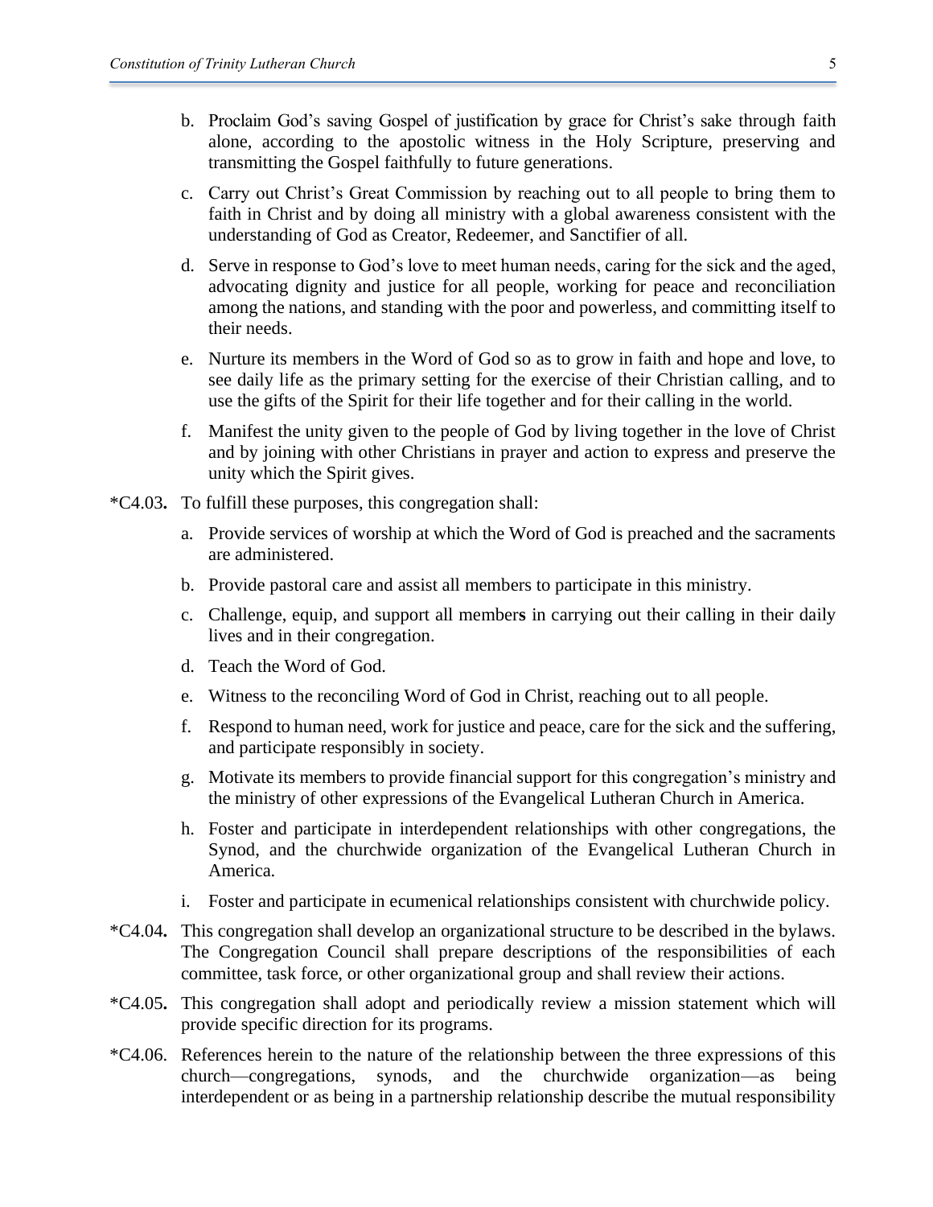b. Proclaim God's saving Gospel of justification by grace for Christ's sake through faith alone, according to the apostolic witness in the Holy Scripture, preserving and transmitting the Gospel faithfully to future generations.

c. Carry out Christ's Great Commission by reaching out to all people to bring them to faith in Christ and by doing all ministry with a global awareness consistent with the understanding of God as Creator, Redeemer, and Sanctifier of all.

d. Serve in response to God's love to meet human needs, caring for the sick and the aged, advocating dignity and justice for all people, working for peace and reconciliation among the nations, and standing with the poor and powerless, and committing itself to their needs.

e. Nurture its members in the Word of God so as to grow in faith and hope and love, to see daily life as the primary setting for the exercise of their Christian calling, and to use the gifts of the Spirit for their life together and for their calling in the world.

f. Manifest the unity given to the people of God by living together in the love of Christ and by joining with other Christians in prayer and action to express and preserve the unity which the Spirit gives.

*C4.03**.** To fulfill these purposes, this congregation shall:

a. Provide services of worship at which the Word of God is preached and the sacraments are administered.

b. Provide pastoral care and assist all members to participate in this ministry.

c. Challenge, equip, and support all members in carrying out their calling in their daily lives and in their congregation.

d. Teach the Word of God.

e. Witness to the reconciling Word of God in Christ, reaching out to all people.

f. Respond to human need, work for justice and peace, care for the sick and the suffering, and participate responsibly in society.

g. Motivate its members to provide financial support for this congregation's ministry and the ministry of other expressions of the Evangelical Lutheran Church in America.

h. Foster and participate in interdependent relationships with other congregations, the Synod, and the churchwide organization of the Evangelical Lutheran Church in America.

i. Foster and participate in ecumenical relationships consistent with churchwide policy.

*C4.04**.** This congregation shall develop an organizational structure to be described in the bylaws. The Congregation Council shall prepare descriptions of the responsibilities of each committee, task force, or other organizational group and shall review their actions.

*C4.05**.** This congregation shall adopt and periodically review a mission statement which will provide specific direction for its programs.

*C4.06. References herein to the nature of the relationship between the three expressions of this church—congregations, synods, and the churchwide organization—as being interdependent or as being in a partnership relationship describe the mutual responsibility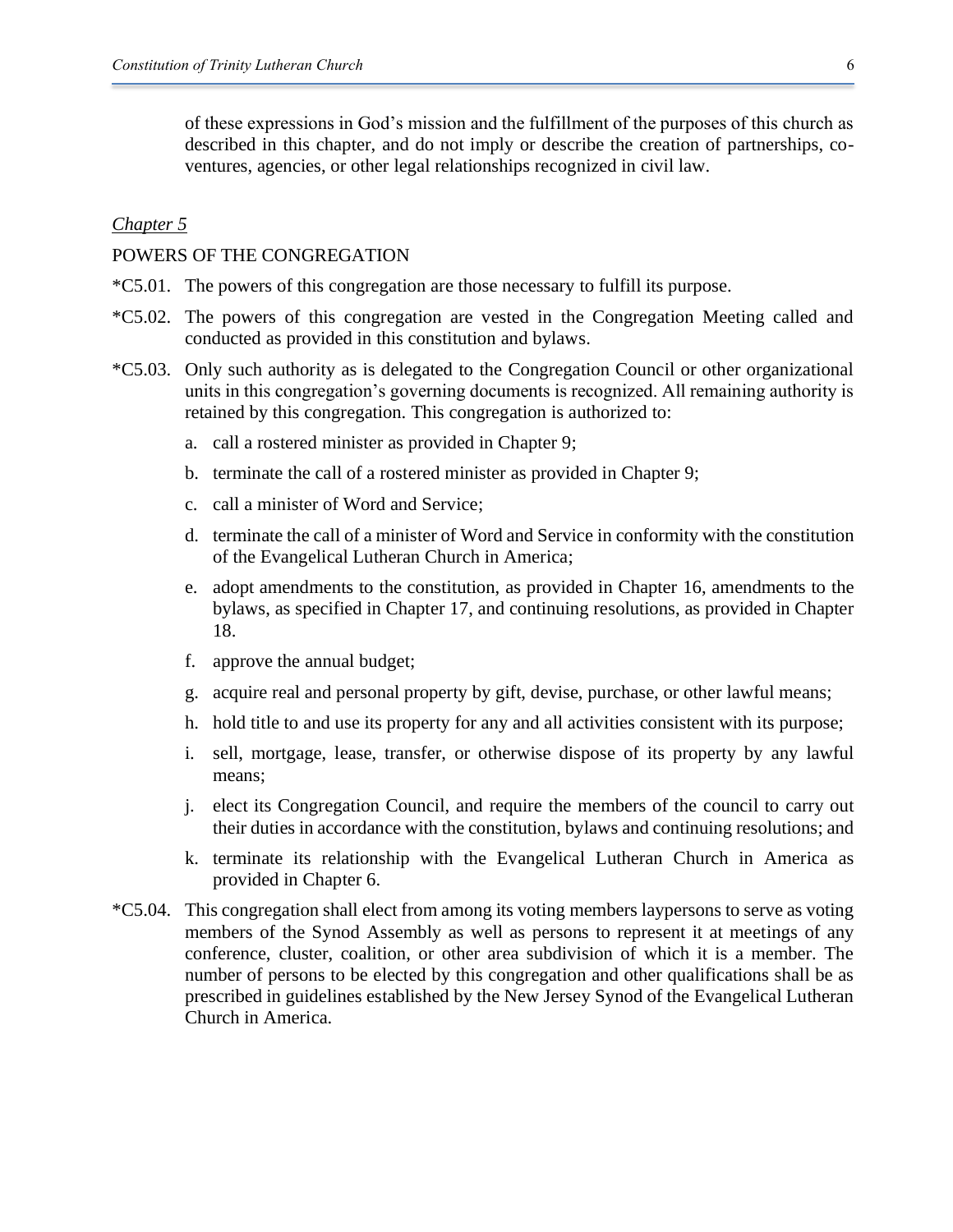of these expressions in God's mission and the fulfillment of the purposes of this church as described in this chapter, and do not imply or describe the creation of partnerships, co-ventures, agencies, or other legal relationships recognized in civil law.

*Chapter 5*

## POWERS OF THE CONGREGATION

*C5.01. The powers of this congregation are those necessary to fulfill its purpose.

*C5.02. The powers of this congregation are vested in the Congregation Meeting called and conducted as provided in this constitution and bylaws.

*C5.03. Only such authority as is delegated to the Congregation Council or other organizational units in this congregation's governing documents is recognized. All remaining authority is retained by this congregation. This congregation is authorized to:

a. call a rostered minister as provided in Chapter 9;

b. terminate the call of a rostered minister as provided in Chapter 9;

c. call a minister of Word and Service;

d. terminate the call of a minister of Word and Service in conformity with the constitution of the Evangelical Lutheran Church in America;

e. adopt amendments to the constitution, as provided in Chapter 16, amendments to the bylaws, as specified in Chapter 17, and continuing resolutions, as provided in Chapter 18.

f. approve the annual budget;

g. acquire real and personal property by gift, devise, purchase, or other lawful means;

h. hold title to and use its property for any and all activities consistent with its purpose;

i. sell, mortgage, lease, transfer, or otherwise dispose of its property by any lawful means;

j. elect its Congregation Council, and require the members of the council to carry out their duties in accordance with the constitution, bylaws and continuing resolutions; and

k. terminate its relationship with the Evangelical Lutheran Church in America as provided in Chapter 6.

*C5.04. This congregation shall elect from among its voting members laypersons to serve as voting members of the Synod Assembly as well as persons to represent it at meetings of any conference, cluster, coalition, or other area subdivision of which it is a member. The number of persons to be elected by this congregation and other qualifications shall be as prescribed in guidelines established by the New Jersey Synod of the Evangelical Lutheran Church in America.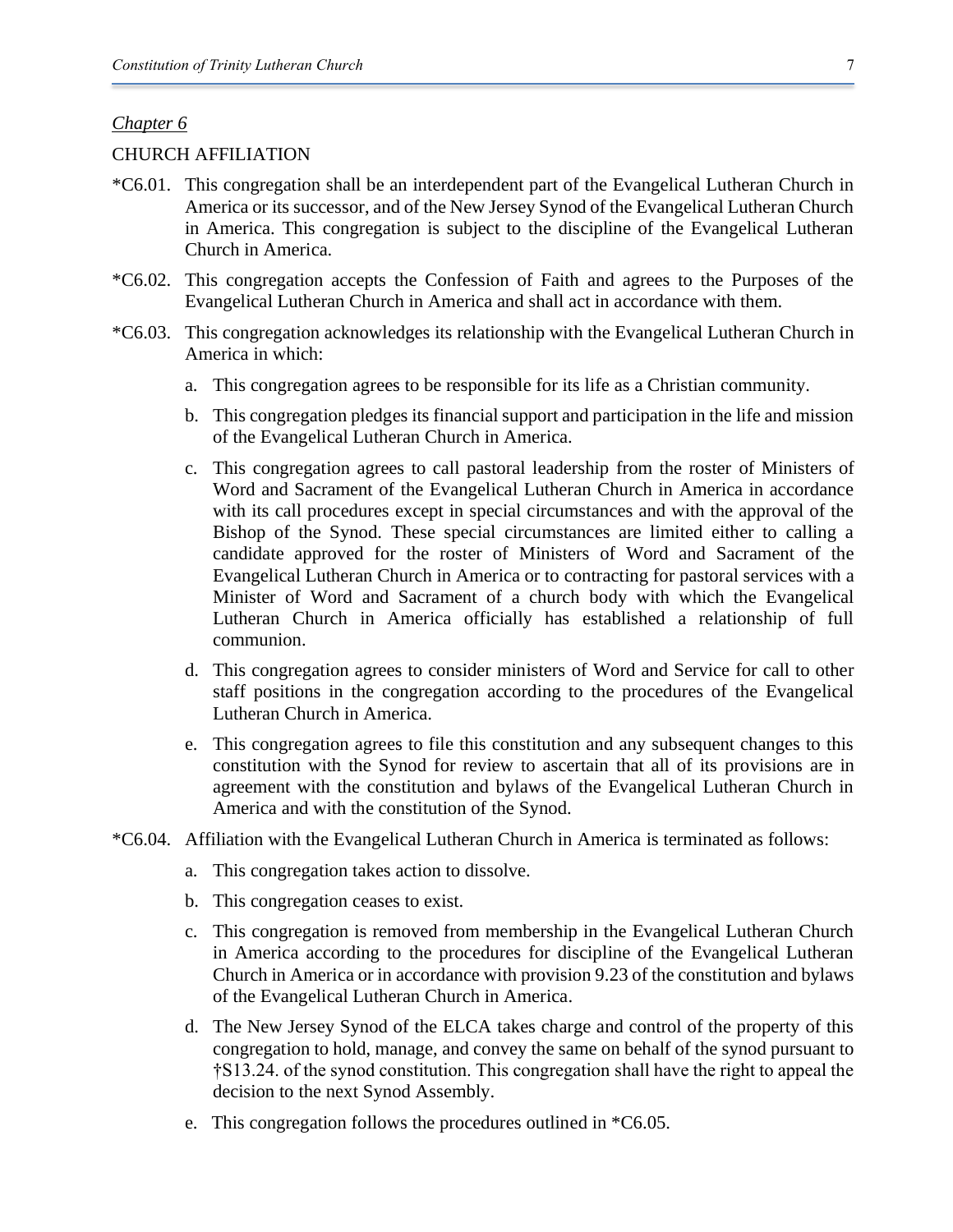*Chapter 6*

CHURCH AFFILIATION

*C6.01. This congregation shall be an interdependent part of the Evangelical Lutheran Church in America or its successor, and of the New Jersey Synod of the Evangelical Lutheran Church in America. This congregation is subject to the discipline of the Evangelical Lutheran Church in America.

*C6.02. This congregation accepts the Confession of Faith and agrees to the Purposes of the Evangelical Lutheran Church in America and shall act in accordance with them.

*C6.03. This congregation acknowledges its relationship with the Evangelical Lutheran Church in America in which:

a. This congregation agrees to be responsible for its life as a Christian community.

b. This congregation pledges its financial support and participation in the life and mission of the Evangelical Lutheran Church in America.

c. This congregation agrees to call pastoral leadership from the roster of Ministers of Word and Sacrament of the Evangelical Lutheran Church in America in accordance with its call procedures except in special circumstances and with the approval of the Bishop of the Synod. These special circumstances are limited either to calling a candidate approved for the roster of Ministers of Word and Sacrament of the Evangelical Lutheran Church in America or to contracting for pastoral services with a Minister of Word and Sacrament of a church body with which the Evangelical Lutheran Church in America officially has established a relationship of full communion.

d. This congregation agrees to consider ministers of Word and Service for call to other staff positions in the congregation according to the procedures of the Evangelical Lutheran Church in America.

e. This congregation agrees to file this constitution and any subsequent changes to this constitution with the Synod for review to ascertain that all of its provisions are in agreement with the constitution and bylaws of the Evangelical Lutheran Church in America and with the constitution of the Synod.

*C6.04. Affiliation with the Evangelical Lutheran Church in America is terminated as follows:

a. This congregation takes action to dissolve.

b. This congregation ceases to exist.

c. This congregation is removed from membership in the Evangelical Lutheran Church in America according to the procedures for discipline of the Evangelical Lutheran Church in America or in accordance with provision 9.23 of the constitution and bylaws of the Evangelical Lutheran Church in America.

d. The New Jersey Synod of the ELCA takes charge and control of the property of this congregation to hold, manage, and convey the same on behalf of the synod pursuant to †S13.24. of the synod constitution. This congregation shall have the right to appeal the decision to the next Synod Assembly.

e. This congregation follows the procedures outlined in *C6.05.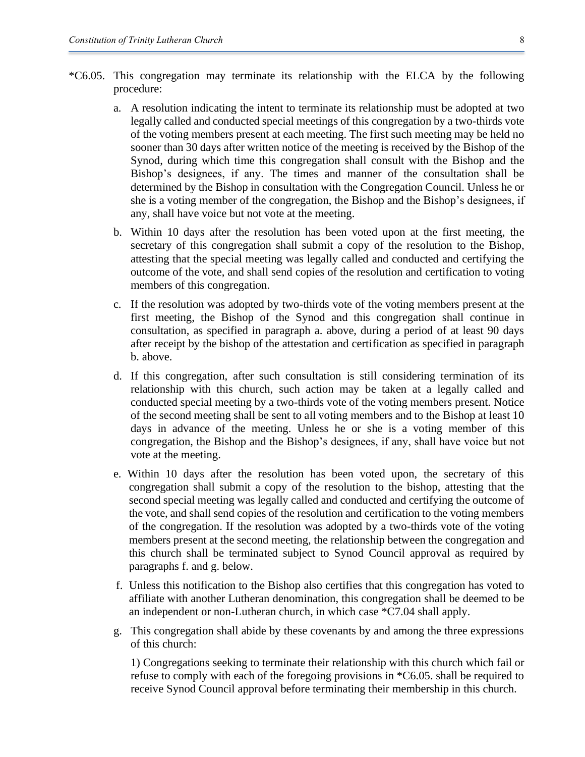*C6.05. This congregation may terminate its relationship with the ELCA by the following procedure:

a. A resolution indicating the intent to terminate its relationship must be adopted at two legally called and conducted special meetings of this congregation by a two-thirds vote of the voting members present at each meeting. The first such meeting may be held no sooner than 30 days after written notice of the meeting is received by the Bishop of the Synod, during which time this congregation shall consult with the Bishop and the Bishop's designees, if any. The times and manner of the consultation shall be determined by the Bishop in consultation with the Congregation Council. Unless he or she is a voting member of the congregation, the Bishop and the Bishop's designees, if any, shall have voice but not vote at the meeting.

b. Within 10 days after the resolution has been voted upon at the first meeting, the secretary of this congregation shall submit a copy of the resolution to the Bishop, attesting that the special meeting was legally called and conducted and certifying the outcome of the vote, and shall send copies of the resolution and certification to voting members of this congregation.

c. If the resolution was adopted by two-thirds vote of the voting members present at the first meeting, the Bishop of the Synod and this congregation shall continue in consultation, as specified in paragraph a. above, during a period of at least 90 days after receipt by the bishop of the attestation and certification as specified in paragraph b. above.

d. If this congregation, after such consultation is still considering termination of its relationship with this church, such action may be taken at a legally called and conducted special meeting by a two-thirds vote of the voting members present. Notice of the second meeting shall be sent to all voting members and to the Bishop at least 10 days in advance of the meeting. Unless he or she is a voting member of this congregation, the Bishop and the Bishop's designees, if any, shall have voice but not vote at the meeting.

e. Within 10 days after the resolution has been voted upon, the secretary of this congregation shall submit a copy of the resolution to the bishop, attesting that the second special meeting was legally called and conducted and certifying the outcome of the vote, and shall send copies of the resolution and certification to the voting members of the congregation. If the resolution was adopted by a two-thirds vote of the voting members present at the second meeting, the relationship between the congregation and this church shall be terminated subject to Synod Council approval as required by paragraphs f. and g. below.

f. Unless this notification to the Bishop also certifies that this congregation has voted to affiliate with another Lutheran denomination, this congregation shall be deemed to be an independent or non-Lutheran church, in which case *C7.04 shall apply.

g. This congregation shall abide by these covenants by and among the three expressions of this church:

1) Congregations seeking to terminate their relationship with this church which fail or refuse to comply with each of the foregoing provisions in *C6.05. shall be required to receive Synod Council approval before terminating their membership in this church.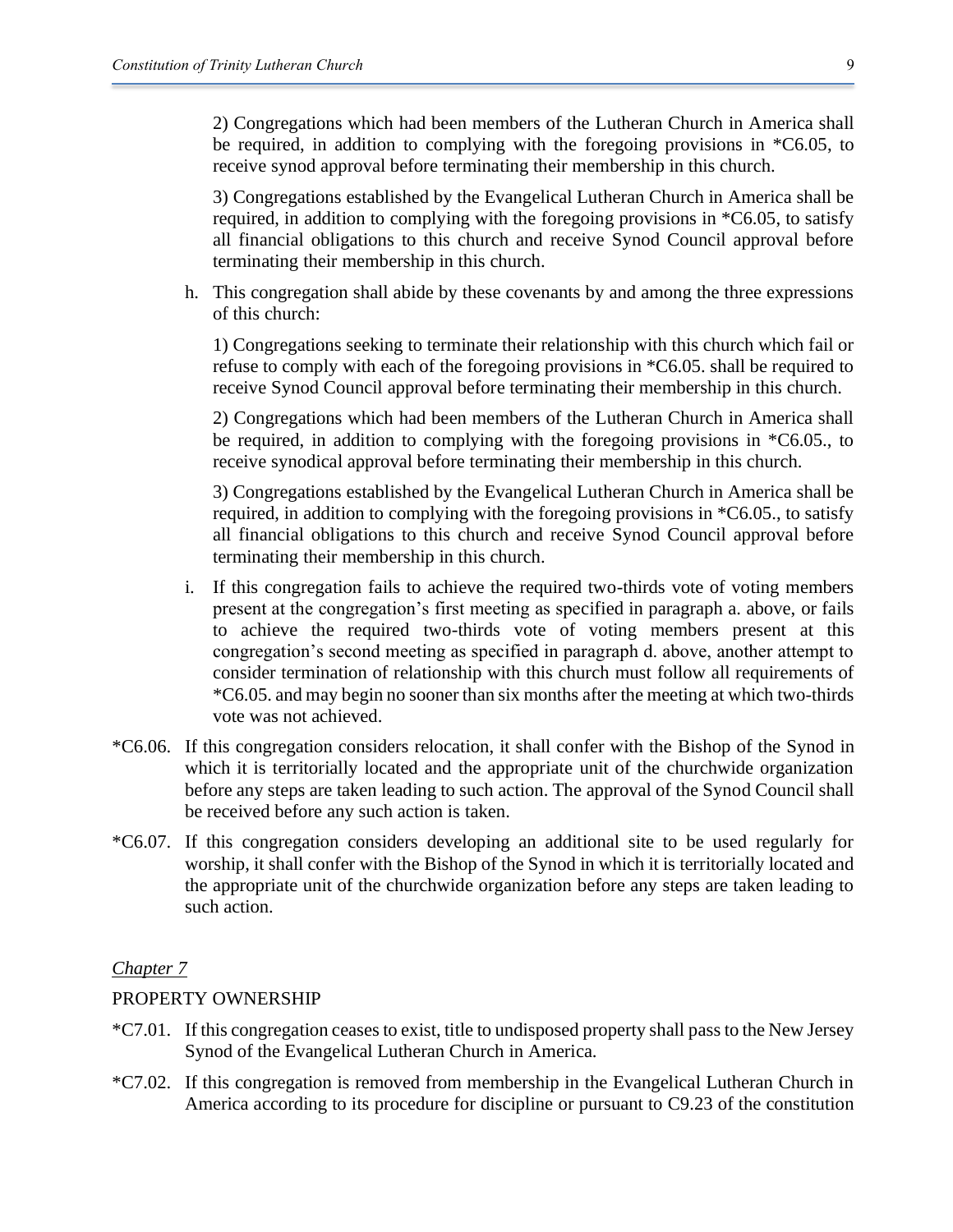2) Congregations which had been members of the Lutheran Church in America shall be required, in addition to complying with the foregoing provisions in *C6.05, to receive synod approval before terminating their membership in this church.

3) Congregations established by the Evangelical Lutheran Church in America shall be required, in addition to complying with the foregoing provisions in *C6.05, to satisfy all financial obligations to this church and receive Synod Council approval before terminating their membership in this church.

h. This congregation shall abide by these covenants by and among the three expressions of this church:

1) Congregations seeking to terminate their relationship with this church which fail or refuse to comply with each of the foregoing provisions in *C6.05. shall be required to receive Synod Council approval before terminating their membership in this church.

2) Congregations which had been members of the Lutheran Church in America shall be required, in addition to complying with the foregoing provisions in *C6.05., to receive synodical approval before terminating their membership in this church.

3) Congregations established by the Evangelical Lutheran Church in America shall be required, in addition to complying with the foregoing provisions in *C6.05., to satisfy all financial obligations to this church and receive Synod Council approval before terminating their membership in this church.

i. If this congregation fails to achieve the required two-thirds vote of voting members present at the congregation's first meeting as specified in paragraph a. above, or fails to achieve the required two-thirds vote of voting members present at this congregation's second meeting as specified in paragraph d. above, another attempt to consider termination of relationship with this church must follow all requirements of *C6.05. and may begin no sooner than six months after the meeting at which two-thirds vote was not achieved.

*C6.06. If this congregation considers relocation, it shall confer with the Bishop of the Synod in which it is territorially located and the appropriate unit of the churchwide organization before any steps are taken leading to such action. The approval of the Synod Council shall be received before any such action is taken.

*C6.07. If this congregation considers developing an additional site to be used regularly for worship, it shall confer with the Bishop of the Synod in which it is territorially located and the appropriate unit of the churchwide organization before any steps are taken leading to such action.

## *Chapter 7*

## PROPERTY OWNERSHIP

*C7.01. If this congregation ceases to exist, title to undisposed property shall pass to the New Jersey Synod of the Evangelical Lutheran Church in America.

*C7.02. If this congregation is removed from membership in the Evangelical Lutheran Church in America according to its procedure for discipline or pursuant to C9.23 of the constitution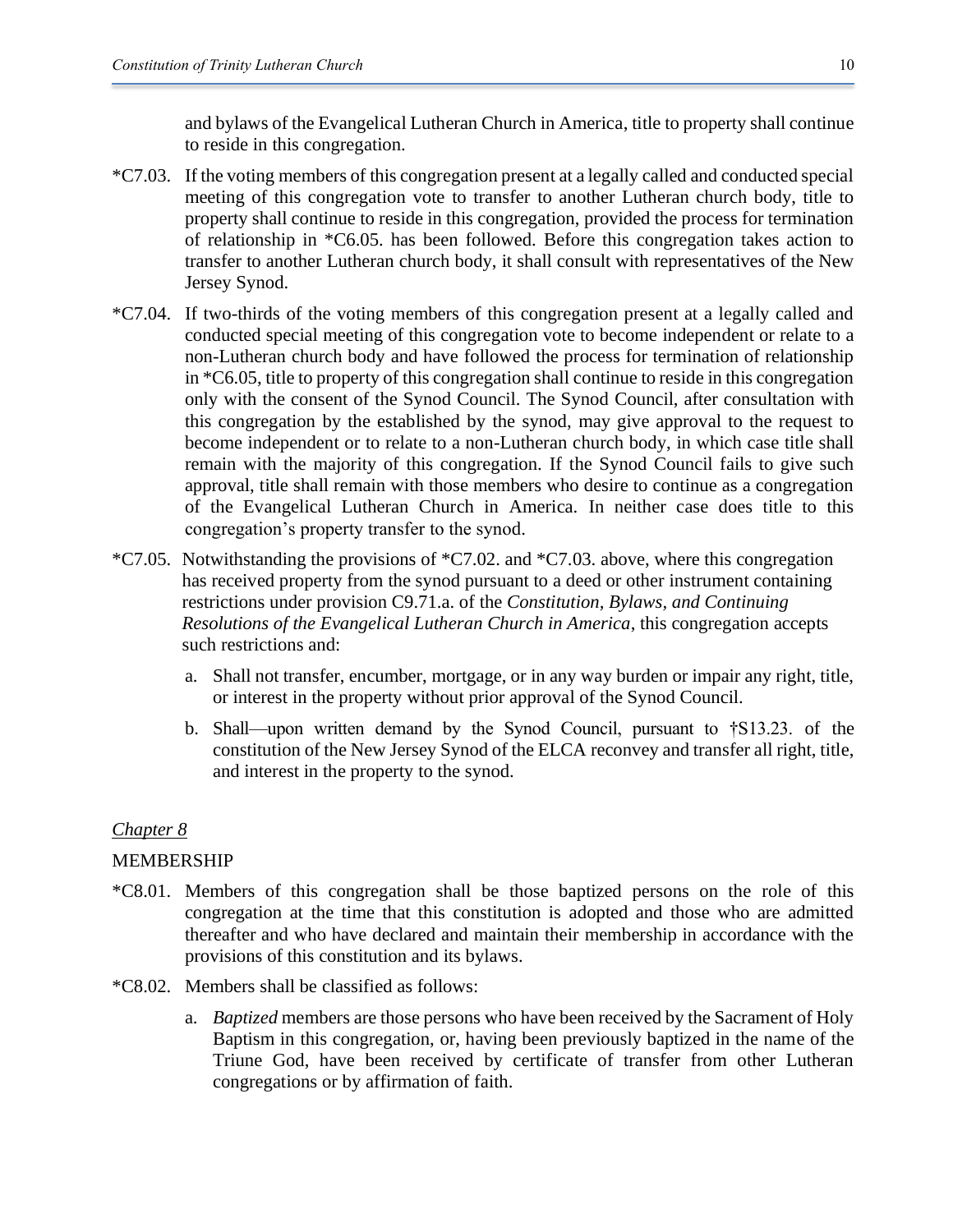and bylaws of the Evangelical Lutheran Church in America, title to property shall continue to reside in this congregation.

*C7.03. If the voting members of this congregation present at a legally called and conducted special meeting of this congregation vote to transfer to another Lutheran church body, title to property shall continue to reside in this congregation, provided the process for termination of relationship in *C6.05. has been followed. Before this congregation takes action to transfer to another Lutheran church body, it shall consult with representatives of the New Jersey Synod.

*C7.04. If two-thirds of the voting members of this congregation present at a legally called and conducted special meeting of this congregation vote to become independent or relate to a non-Lutheran church body and have followed the process for termination of relationship in *C6.05, title to property of this congregation shall continue to reside in this congregation only with the consent of the Synod Council. The Synod Council, after consultation with this congregation by the established by the synod, may give approval to the request to become independent or to relate to a non-Lutheran church body, in which case title shall remain with the majority of this congregation. If the Synod Council fails to give such approval, title shall remain with those members who desire to continue as a congregation of the Evangelical Lutheran Church in America. In neither case does title to this congregation's property transfer to the synod.

*C7.05. Notwithstanding the provisions of *C7.02. and *C7.03. above, where this congregation has received property from the synod pursuant to a deed or other instrument containing restrictions under provision C9.71.a. of the *Constitution, Bylaws, and Continuing Resolutions of the Evangelical Lutheran Church in America*, this congregation accepts such restrictions and:

a. Shall not transfer, encumber, mortgage, or in any way burden or impair any right, title, or interest in the property without prior approval of the Synod Council.

b. Shall—upon written demand by the Synod Council, pursuant to †S13.23. of the constitution of the New Jersey Synod of the ELCA reconvey and transfer all right, title, and interest in the property to the synod.

## *Chapter 8*

### MEMBERSHIP

*C8.01. Members of this congregation shall be those baptized persons on the role of this congregation at the time that this constitution is adopted and those who are admitted thereafter and who have declared and maintain their membership in accordance with the provisions of this constitution and its bylaws.

*C8.02. Members shall be classified as follows:

a. *Baptized* members are those persons who have been received by the Sacrament of Holy Baptism in this congregation, or, having been previously baptized in the name of the Triune God, have been received by certificate of transfer from other Lutheran congregations or by affirmation of faith.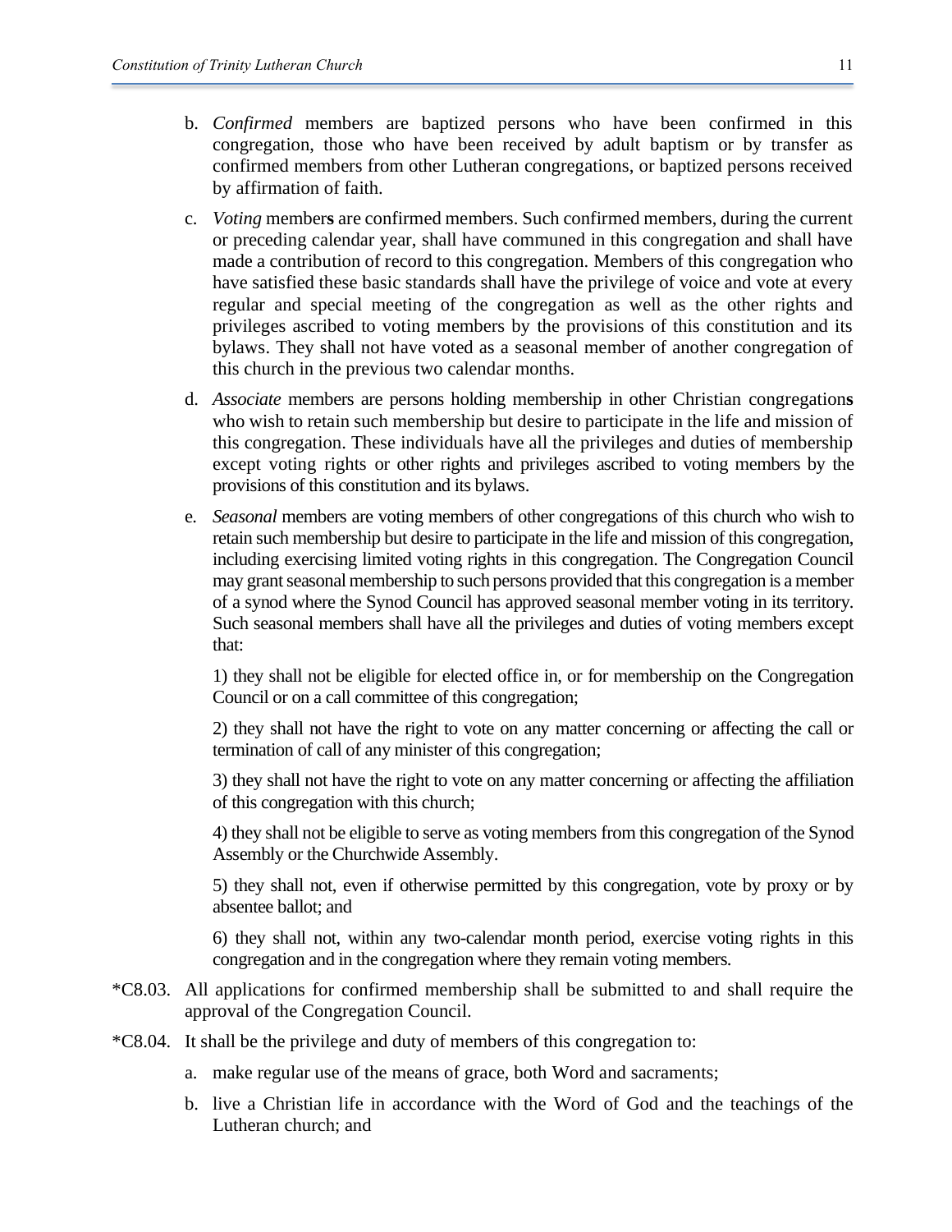b. *Confirmed* members are baptized persons who have been confirmed in this congregation, those who have been received by adult baptism or by transfer as confirmed members from other Lutheran congregations, or baptized persons received by affirmation of faith.

c. *Voting* members are confirmed members. Such confirmed members, during the current or preceding calendar year, shall have communed in this congregation and shall have made a contribution of record to this congregation. Members of this congregation who have satisfied these basic standards shall have the privilege of voice and vote at every regular and special meeting of the congregation as well as the other rights and privileges ascribed to voting members by the provisions of this constitution and its bylaws. They shall not have voted as a seasonal member of another congregation of this church in the previous two calendar months.

d. *Associate* members are persons holding membership in other Christian congregations who wish to retain such membership but desire to participate in the life and mission of this congregation. These individuals have all the privileges and duties of membership except voting rights or other rights and privileges ascribed to voting members by the provisions of this constitution and its bylaws.

e. *Seasonal* members are voting members of other congregations of this church who wish to retain such membership but desire to participate in the life and mission of this congregation, including exercising limited voting rights in this congregation. The Congregation Council may grant seasonal membership to such persons provided that this congregation is a member of a synod where the Synod Council has approved seasonal member voting in its territory. Such seasonal members shall have all the privileges and duties of voting members except that:

1) they shall not be eligible for elected office in, or for membership on the Congregation Council or on a call committee of this congregation;

2) they shall not have the right to vote on any matter concerning or affecting the call or termination of call of any minister of this congregation;

3) they shall not have the right to vote on any matter concerning or affecting the affiliation of this congregation with this church;

4) they shall not be eligible to serve as voting members from this congregation of the Synod Assembly or the Churchwide Assembly.

5) they shall not, even if otherwise permitted by this congregation, vote by proxy or by absentee ballot; and

6) they shall not, within any two-calendar month period, exercise voting rights in this congregation and in the congregation where they remain voting members.

*C8.03. All applications for confirmed membership shall be submitted to and shall require the approval of the Congregation Council.

*C8.04. It shall be the privilege and duty of members of this congregation to:

a. make regular use of the means of grace, both Word and sacraments;

b. live a Christian life in accordance with the Word of God and the teachings of the Lutheran church; and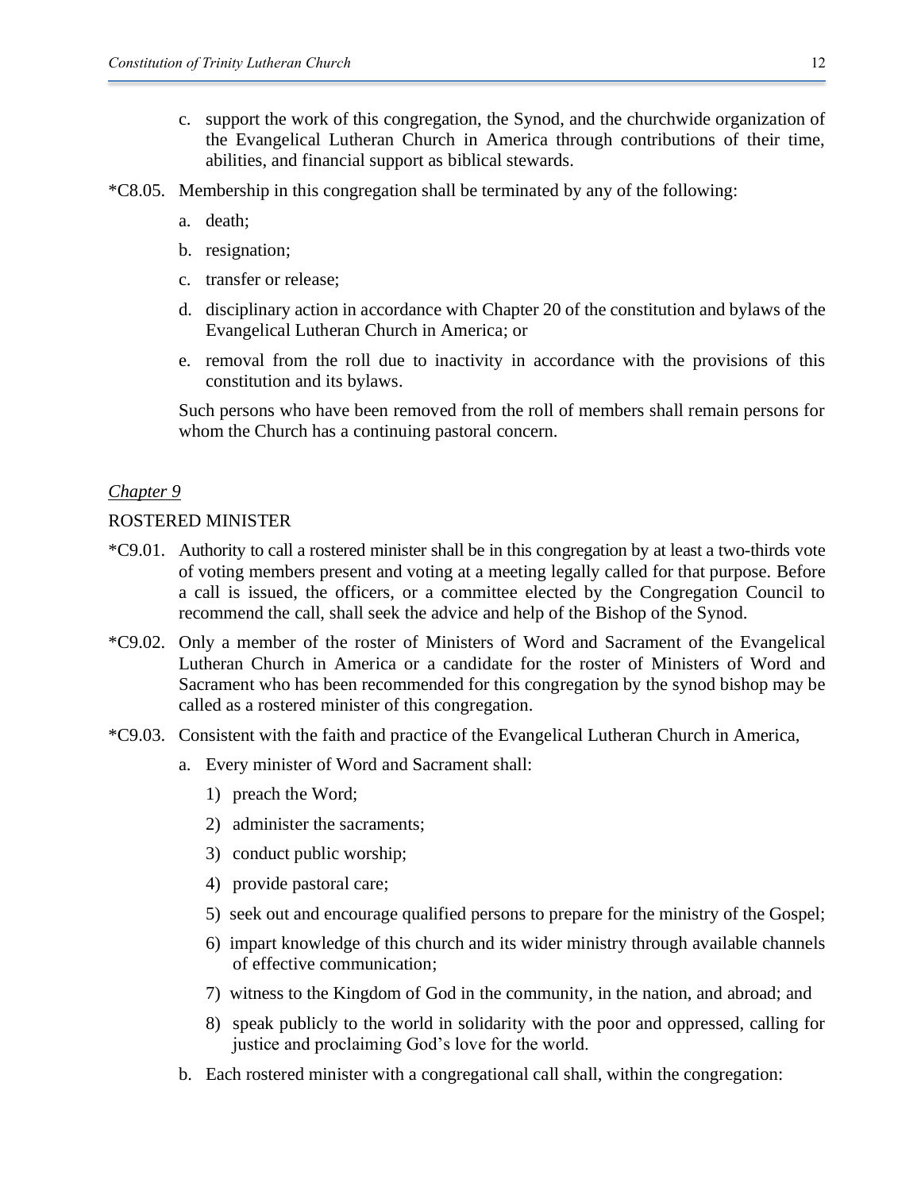c. support the work of this congregation, the Synod, and the churchwide organization of the Evangelical Lutheran Church in America through contributions of their time, abilities, and financial support as biblical stewards.

*C8.05. Membership in this congregation shall be terminated by any of the following:

a. death;

b. resignation;

c. transfer or release;

d. disciplinary action in accordance with Chapter 20 of the constitution and bylaws of the Evangelical Lutheran Church in America; or

e. removal from the roll due to inactivity in accordance with the provisions of this constitution and its bylaws.

Such persons who have been removed from the roll of members shall remain persons for whom the Church has a continuing pastoral concern.

## *Chapter 9*

## ROSTERED MINISTER

*C9.01. Authority to call a rostered minister shall be in this congregation by at least a two-thirds vote of voting members present and voting at a meeting legally called for that purpose. Before a call is issued, the officers, or a committee elected by the Congregation Council to recommend the call, shall seek the advice and help of the Bishop of the Synod.

*C9.02. Only a member of the roster of Ministers of Word and Sacrament of the Evangelical Lutheran Church in America or a candidate for the roster of Ministers of Word and Sacrament who has been recommended for this congregation by the synod bishop may be called as a rostered minister of this congregation.

*C9.03. Consistent with the faith and practice of the Evangelical Lutheran Church in America,

a. Every minister of Word and Sacrament shall:

1) preach the Word;

2) administer the sacraments;

3) conduct public worship;

4) provide pastoral care;

5) seek out and encourage qualified persons to prepare for the ministry of the Gospel;

6) impart knowledge of this church and its wider ministry through available channels of effective communication;

7) witness to the Kingdom of God in the community, in the nation, and abroad; and

8) speak publicly to the world in solidarity with the poor and oppressed, calling for justice and proclaiming God's love for the world.

b. Each rostered minister with a congregational call shall, within the congregation: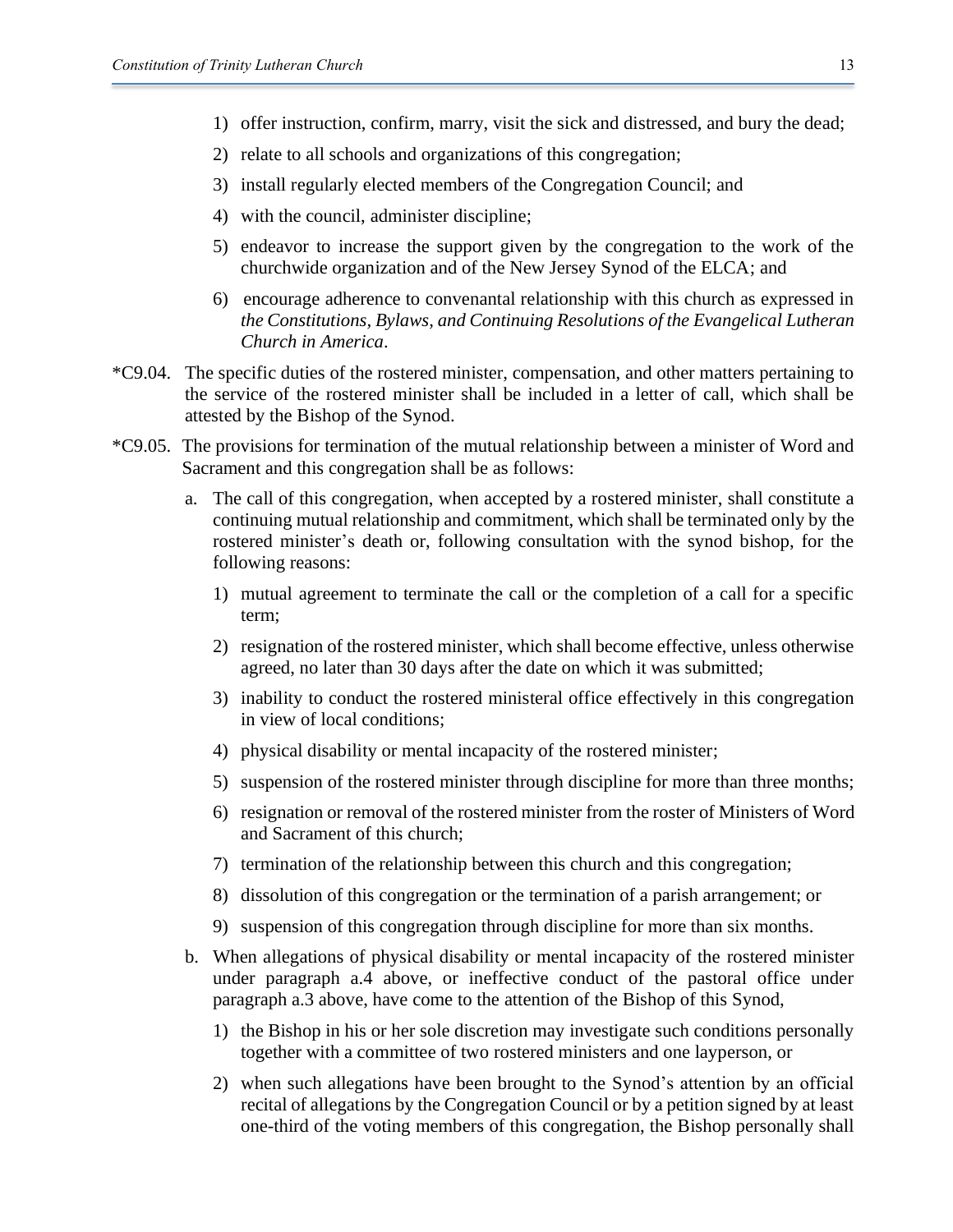1) offer instruction, confirm, marry, visit the sick and distressed, and bury the dead;
2) relate to all schools and organizations of this congregation;
3) install regularly elected members of the Congregation Council; and
4) with the council, administer discipline;
5) endeavor to increase the support given by the congregation to the work of the churchwide organization and of the New Jersey Synod of the ELCA; and
6) encourage adherence to convenantal relationship with this church as expressed in *the Constitutions, Bylaws, and Continuing Resolutions of the Evangelical Lutheran Church in America*.

*C9.04. The specific duties of the rostered minister, compensation, and other matters pertaining to the service of the rostered minister shall be included in a letter of call, which shall be attested by the Bishop of the Synod.

*C9.05. The provisions for termination of the mutual relationship between a minister of Word and Sacrament and this congregation shall be as follows:

a. The call of this congregation, when accepted by a rostered minister, shall constitute a continuing mutual relationship and commitment, which shall be terminated only by the rostered minister's death or, following consultation with the synod bishop, for the following reasons:
   1) mutual agreement to terminate the call or the completion of a call for a specific term;
   2) resignation of the rostered minister, which shall become effective, unless otherwise agreed, no later than 30 days after the date on which it was submitted;
   3) inability to conduct the rostered ministeral office effectively in this congregation in view of local conditions;
   4) physical disability or mental incapacity of the rostered minister;
   5) suspension of the rostered minister through discipline for more than three months;
   6) resignation or removal of the rostered minister from the roster of Ministers of Word and Sacrament of this church;
   7) termination of the relationship between this church and this congregation;
   8) dissolution of this congregation or the termination of a parish arrangement; or
   9) suspension of this congregation through discipline for more than six months.

b. When allegations of physical disability or mental incapacity of the rostered minister under paragraph a.4 above, or ineffective conduct of the pastoral office under paragraph a.3 above, have come to the attention of the Bishop of this Synod,
   1) the Bishop in his or her sole discretion may investigate such conditions personally together with a committee of two rostered ministers and one layperson, or
   2) when such allegations have been brought to the Synod's attention by an official recital of allegations by the Congregation Council or by a petition signed by at least one-third of the voting members of this congregation, the Bishop personally shall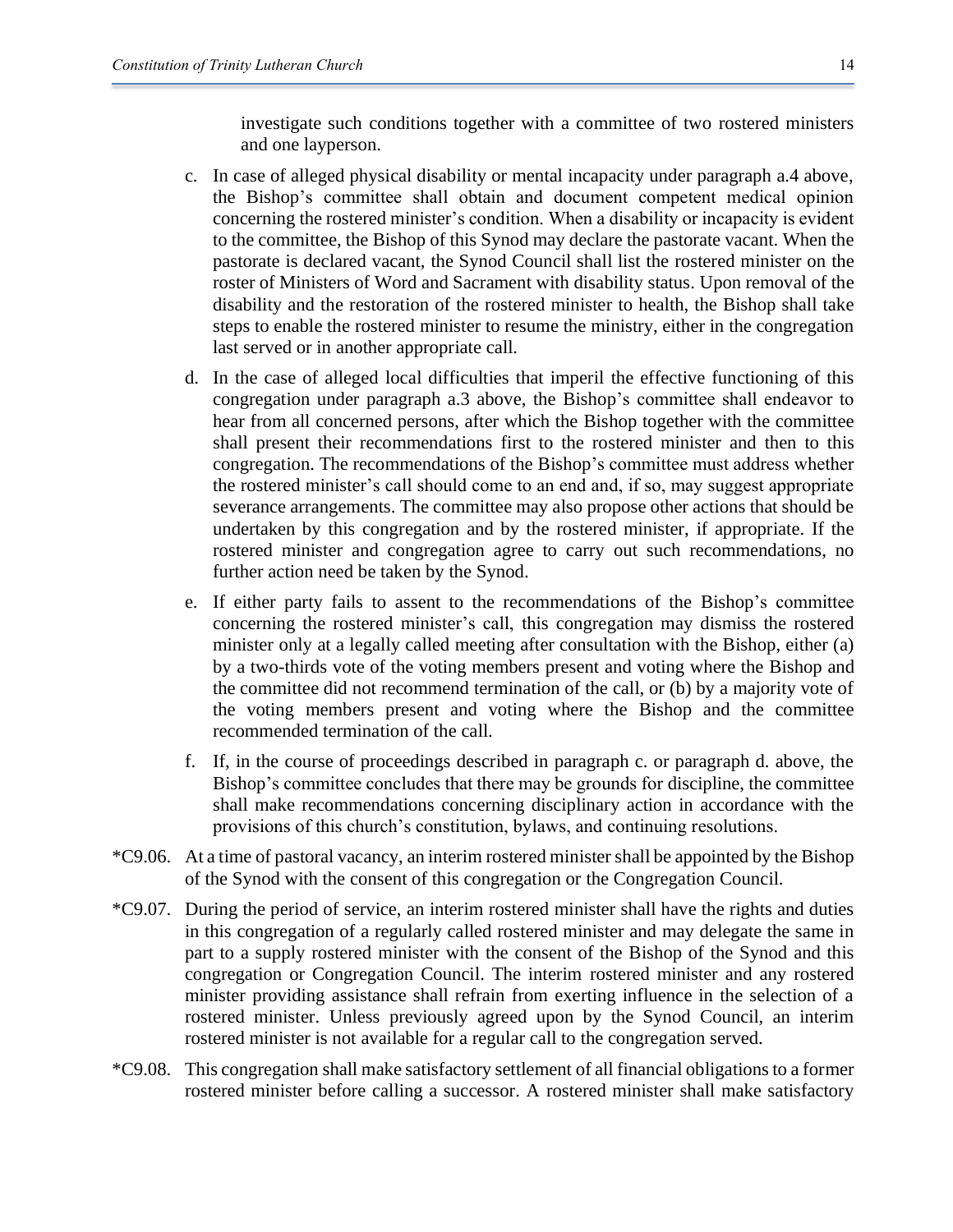investigate such conditions together with a committee of two rostered ministers and one layperson.

c. In case of alleged physical disability or mental incapacity under paragraph a.4 above, the Bishop's committee shall obtain and document competent medical opinion concerning the rostered minister's condition. When a disability or incapacity is evident to the committee, the Bishop of this Synod may declare the pastorate vacant. When the pastorate is declared vacant, the Synod Council shall list the rostered minister on the roster of Ministers of Word and Sacrament with disability status. Upon removal of the disability and the restoration of the rostered minister to health, the Bishop shall take steps to enable the rostered minister to resume the ministry, either in the congregation last served or in another appropriate call.

d. In the case of alleged local difficulties that imperil the effective functioning of this congregation under paragraph a.3 above, the Bishop's committee shall endeavor to hear from all concerned persons, after which the Bishop together with the committee shall present their recommendations first to the rostered minister and then to this congregation. The recommendations of the Bishop's committee must address whether the rostered minister's call should come to an end and, if so, may suggest appropriate severance arrangements. The committee may also propose other actions that should be undertaken by this congregation and by the rostered minister, if appropriate. If the rostered minister and congregation agree to carry out such recommendations, no further action need be taken by the Synod.

e. If either party fails to assent to the recommendations of the Bishop's committee concerning the rostered minister's call, this congregation may dismiss the rostered minister only at a legally called meeting after consultation with the Bishop, either (a) by a two-thirds vote of the voting members present and voting where the Bishop and the committee did not recommend termination of the call, or (b) by a majority vote of the voting members present and voting where the Bishop and the committee recommended termination of the call.

f. If, in the course of proceedings described in paragraph c. or paragraph d. above, the Bishop's committee concludes that there may be grounds for discipline, the committee shall make recommendations concerning disciplinary action in accordance with the provisions of this church's constitution, bylaws, and continuing resolutions.

*C9.06. At a time of pastoral vacancy, an interim rostered minister shall be appointed by the Bishop of the Synod with the consent of this congregation or the Congregation Council.

*C9.07. During the period of service, an interim rostered minister shall have the rights and duties in this congregation of a regularly called rostered minister and may delegate the same in part to a supply rostered minister with the consent of the Bishop of the Synod and this congregation or Congregation Council. The interim rostered minister and any rostered minister providing assistance shall refrain from exerting influence in the selection of a rostered minister. Unless previously agreed upon by the Synod Council, an interim rostered minister is not available for a regular call to the congregation served.

*C9.08. This congregation shall make satisfactory settlement of all financial obligations to a former rostered minister before calling a successor. A rostered minister shall make satisfactory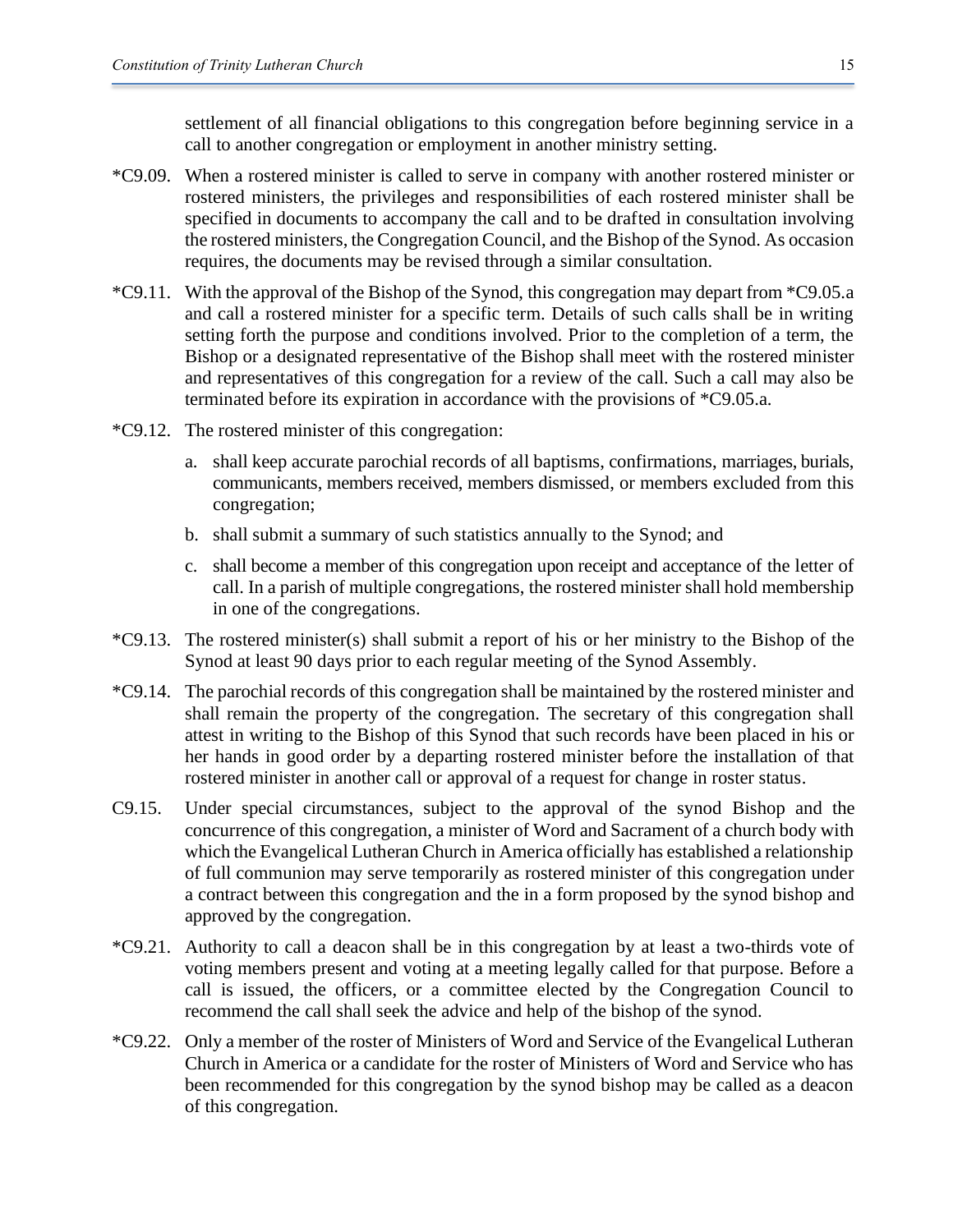settlement of all financial obligations to this congregation before beginning service in a call to another congregation or employment in another ministry setting.

*C9.09. When a rostered minister is called to serve in company with another rostered minister or rostered ministers, the privileges and responsibilities of each rostered minister shall be specified in documents to accompany the call and to be drafted in consultation involving the rostered ministers, the Congregation Council, and the Bishop of the Synod. As occasion requires, the documents may be revised through a similar consultation.

*C9.11. With the approval of the Bishop of the Synod, this congregation may depart from *C9.05.a and call a rostered minister for a specific term. Details of such calls shall be in writing setting forth the purpose and conditions involved. Prior to the completion of a term, the Bishop or a designated representative of the Bishop shall meet with the rostered minister and representatives of this congregation for a review of the call. Such a call may also be terminated before its expiration in accordance with the provisions of *C9.05.a.

*C9.12. The rostered minister of this congregation:

a. shall keep accurate parochial records of all baptisms, confirmations, marriages, burials, communicants, members received, members dismissed, or members excluded from this congregation;

b. shall submit a summary of such statistics annually to the Synod; and

c. shall become a member of this congregation upon receipt and acceptance of the letter of call. In a parish of multiple congregations, the rostered minister shall hold membership in one of the congregations.

*C9.13. The rostered minister(s) shall submit a report of his or her ministry to the Bishop of the Synod at least 90 days prior to each regular meeting of the Synod Assembly.

*C9.14. The parochial records of this congregation shall be maintained by the rostered minister and shall remain the property of the congregation. The secretary of this congregation shall attest in writing to the Bishop of this Synod that such records have been placed in his or her hands in good order by a departing rostered minister before the installation of that rostered minister in another call or approval of a request for change in roster status.

C9.15. Under special circumstances, subject to the approval of the synod Bishop and the concurrence of this congregation, a minister of Word and Sacrament of a church body with which the Evangelical Lutheran Church in America officially has established a relationship of full communion may serve temporarily as rostered minister of this congregation under a contract between this congregation and the in a form proposed by the synod bishop and approved by the congregation.

*C9.21. Authority to call a deacon shall be in this congregation by at least a two-thirds vote of voting members present and voting at a meeting legally called for that purpose. Before a call is issued, the officers, or a committee elected by the Congregation Council to recommend the call shall seek the advice and help of the bishop of the synod.

*C9.22. Only a member of the roster of Ministers of Word and Service of the Evangelical Lutheran Church in America or a candidate for the roster of Ministers of Word and Service who has been recommended for this congregation by the synod bishop may be called as a deacon of this congregation.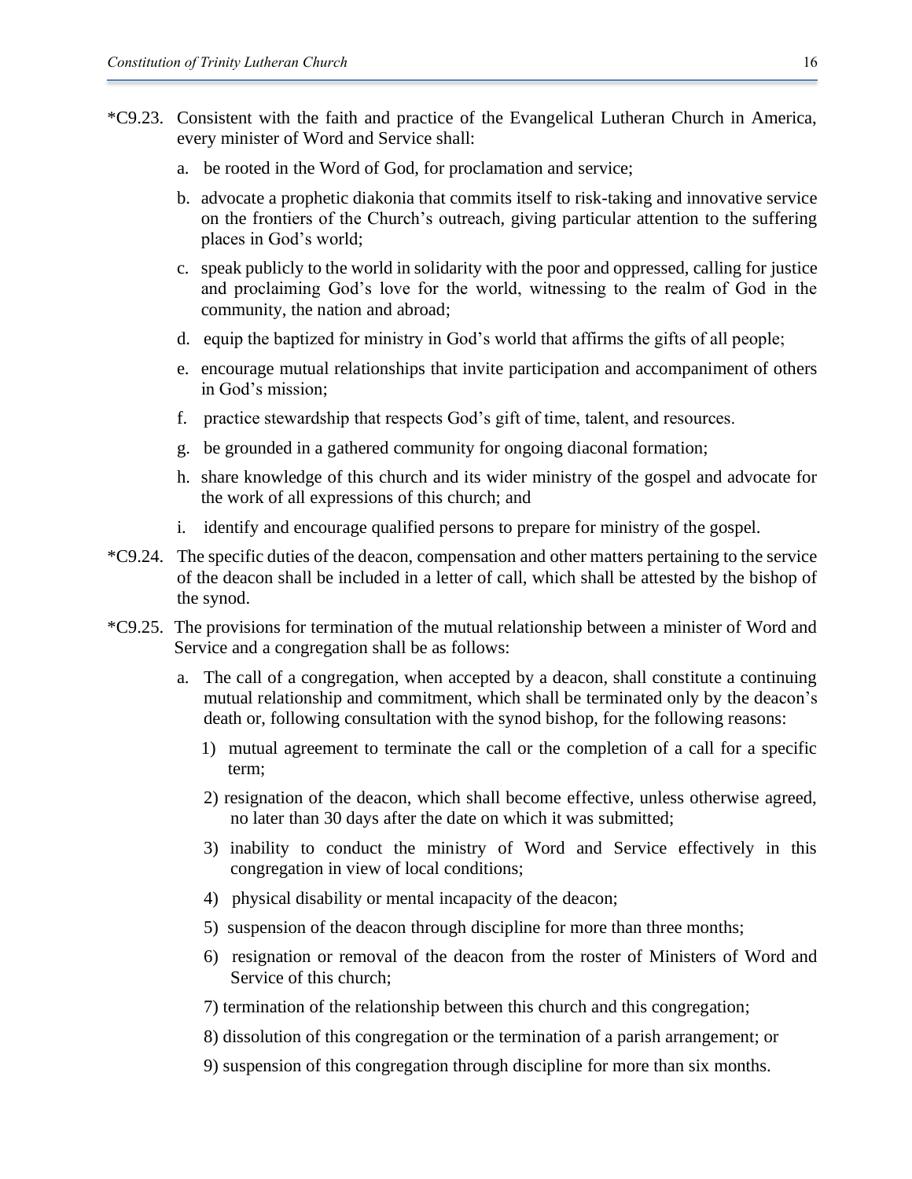*C9.23. Consistent with the faith and practice of the Evangelical Lutheran Church in America, every minister of Word and Service shall:

a. be rooted in the Word of God, for proclamation and service;

b. advocate a prophetic diakonia that commits itself to risk-taking and innovative service on the frontiers of the Church's outreach, giving particular attention to the suffering places in God's world;

c. speak publicly to the world in solidarity with the poor and oppressed, calling for justice and proclaiming God's love for the world, witnessing to the realm of God in the community, the nation and abroad;

d. equip the baptized for ministry in God's world that affirms the gifts of all people;

e. encourage mutual relationships that invite participation and accompaniment of others in God's mission;

f. practice stewardship that respects God's gift of time, talent, and resources.

g. be grounded in a gathered community for ongoing diaconal formation;

h. share knowledge of this church and its wider ministry of the gospel and advocate for the work of all expressions of this church; and

i. identify and encourage qualified persons to prepare for ministry of the gospel.

*C9.24. The specific duties of the deacon, compensation and other matters pertaining to the service of the deacon shall be included in a letter of call, which shall be attested by the bishop of the synod.

*C9.25. The provisions for termination of the mutual relationship between a minister of Word and Service and a congregation shall be as follows:

a. The call of a congregation, when accepted by a deacon, shall constitute a continuing mutual relationship and commitment, which shall be terminated only by the deacon's death or, following consultation with the synod bishop, for the following reasons:

1) mutual agreement to terminate the call or the completion of a call for a specific term;

2) resignation of the deacon, which shall become effective, unless otherwise agreed, no later than 30 days after the date on which it was submitted;

3) inability to conduct the ministry of Word and Service effectively in this congregation in view of local conditions;

4) physical disability or mental incapacity of the deacon;

5) suspension of the deacon through discipline for more than three months;

6) resignation or removal of the deacon from the roster of Ministers of Word and Service of this church;

7) termination of the relationship between this church and this congregation;

8) dissolution of this congregation or the termination of a parish arrangement; or

9) suspension of this congregation through discipline for more than six months.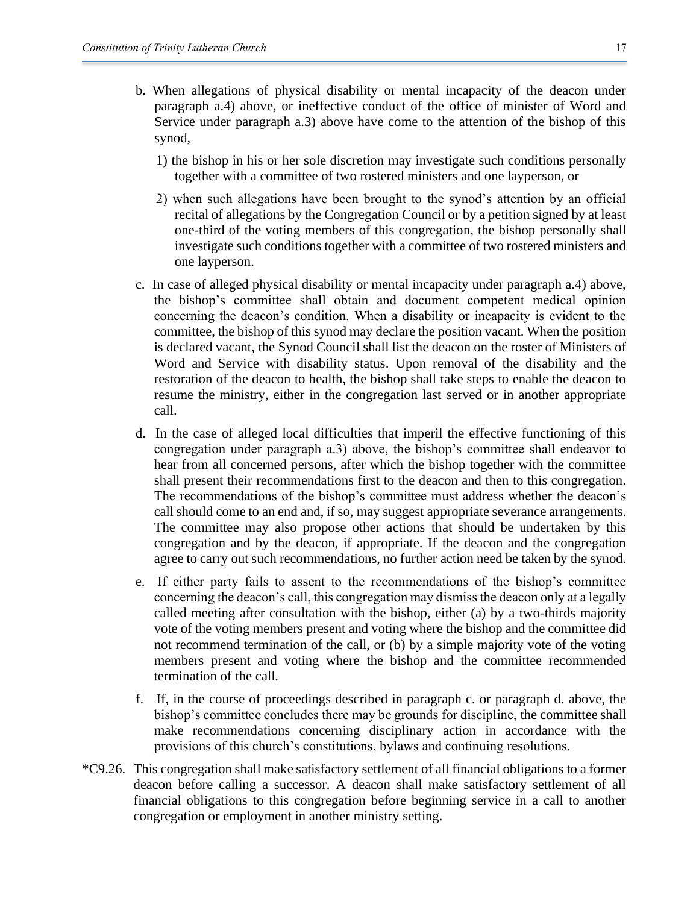b. When allegations of physical disability or mental incapacity of the deacon under paragraph a.4) above, or ineffective conduct of the office of minister of Word and Service under paragraph a.3) above have come to the attention of the bishop of this synod,

   1) the bishop in his or her sole discretion may investigate such conditions personally together with a committee of two rostered ministers and one layperson, or

   2) when such allegations have been brought to the synod's attention by an official recital of allegations by the Congregation Council or by a petition signed by at least one-third of the voting members of this congregation, the bishop personally shall investigate such conditions together with a committee of two rostered ministers and one layperson.

c. In case of alleged physical disability or mental incapacity under paragraph a.4) above, the bishop's committee shall obtain and document competent medical opinion concerning the deacon's condition. When a disability or incapacity is evident to the committee, the bishop of this synod may declare the position vacant. When the position is declared vacant, the Synod Council shall list the deacon on the roster of Ministers of Word and Service with disability status. Upon removal of the disability and the restoration of the deacon to health, the bishop shall take steps to enable the deacon to resume the ministry, either in the congregation last served or in another appropriate call.

d. In the case of alleged local difficulties that imperil the effective functioning of this congregation under paragraph a.3) above, the bishop's committee shall endeavor to hear from all concerned persons, after which the bishop together with the committee shall present their recommendations first to the deacon and then to this congregation. The recommendations of the bishop's committee must address whether the deacon's call should come to an end and, if so, may suggest appropriate severance arrangements. The committee may also propose other actions that should be undertaken by this congregation and by the deacon, if appropriate. If the deacon and the congregation agree to carry out such recommendations, no further action need be taken by the synod.

e. If either party fails to assent to the recommendations of the bishop's committee concerning the deacon's call, this congregation may dismiss the deacon only at a legally called meeting after consultation with the bishop, either (a) by a two-thirds majority vote of the voting members present and voting where the bishop and the committee did not recommend termination of the call, or (b) by a simple majority vote of the voting members present and voting where the bishop and the committee recommended termination of the call.

f. If, in the course of proceedings described in paragraph c. or paragraph d. above, the bishop's committee concludes there may be grounds for discipline, the committee shall make recommendations concerning disciplinary action in accordance with the provisions of this church's constitutions, bylaws and continuing resolutions.

*C9.26. This congregation shall make satisfactory settlement of all financial obligations to a former deacon before calling a successor. A deacon shall make satisfactory settlement of all financial obligations to this congregation before beginning service in a call to another congregation or employment in another ministry setting.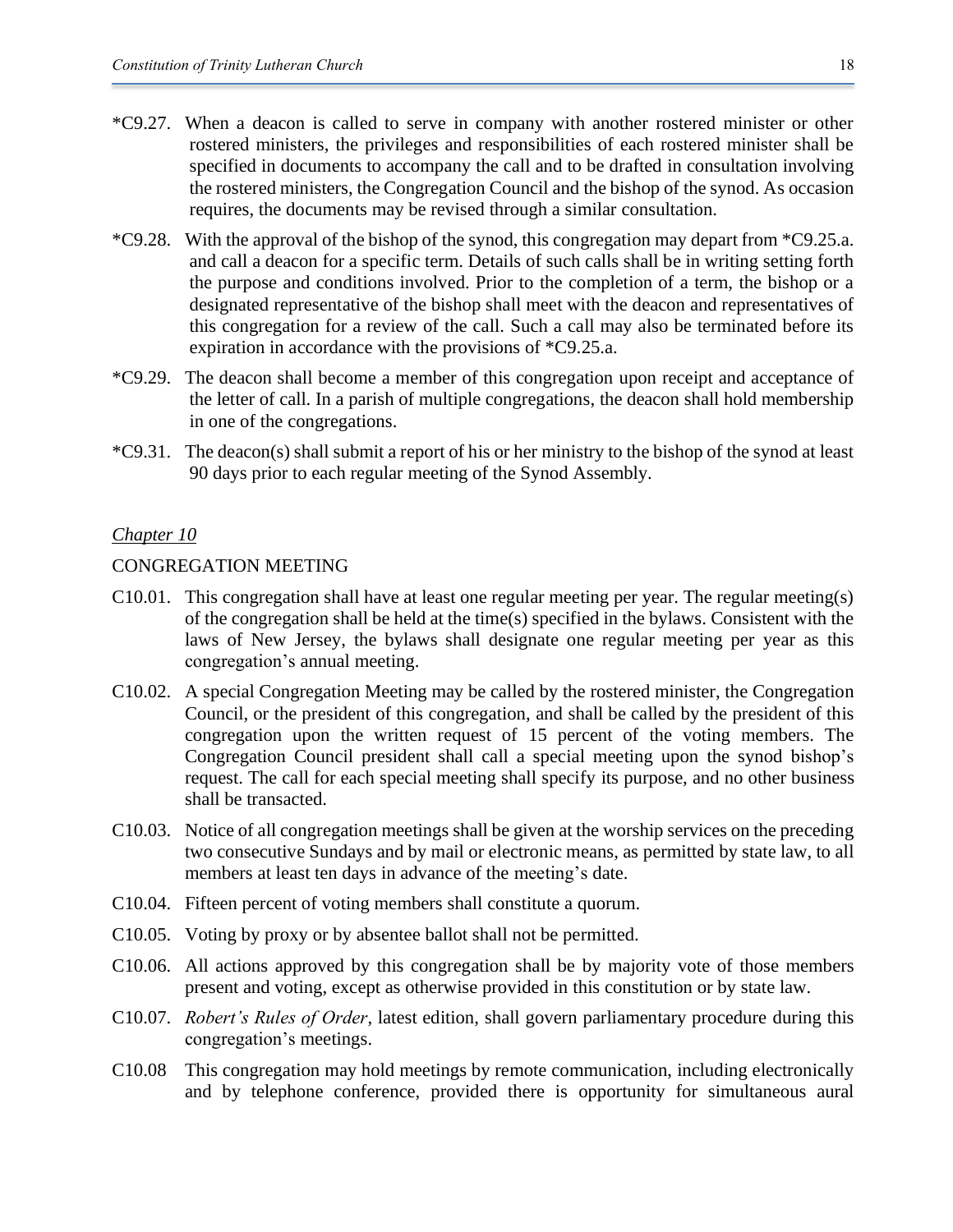*C9.27. When a deacon is called to serve in company with another rostered minister or other rostered ministers, the privileges and responsibilities of each rostered minister shall be specified in documents to accompany the call and to be drafted in consultation involving the rostered ministers, the Congregation Council and the bishop of the synod. As occasion requires, the documents may be revised through a similar consultation.

*C9.28. With the approval of the bishop of the synod, this congregation may depart from *C9.25.a. and call a deacon for a specific term. Details of such calls shall be in writing setting forth the purpose and conditions involved. Prior to the completion of a term, the bishop or a designated representative of the bishop shall meet with the deacon and representatives of this congregation for a review of the call. Such a call may also be terminated before its expiration in accordance with the provisions of *C9.25.a.

*C9.29. The deacon shall become a member of this congregation upon receipt and acceptance of the letter of call. In a parish of multiple congregations, the deacon shall hold membership in one of the congregations.

*C9.31. The deacon(s) shall submit a report of his or her ministry to the bishop of the synod at least 90 days prior to each regular meeting of the Synod Assembly.

## *Chapter 10*

### CONGREGATION MEETING

C10.01. This congregation shall have at least one regular meeting per year. The regular meeting(s) of the congregation shall be held at the time(s) specified in the bylaws. Consistent with the laws of New Jersey, the bylaws shall designate one regular meeting per year as this congregation's annual meeting.

C10.02. A special Congregation Meeting may be called by the rostered minister, the Congregation Council, or the president of this congregation, and shall be called by the president of this congregation upon the written request of 15 percent of the voting members. The Congregation Council president shall call a special meeting upon the synod bishop's request. The call for each special meeting shall specify its purpose, and no other business shall be transacted.

C10.03. Notice of all congregation meetings shall be given at the worship services on the preceding two consecutive Sundays and by mail or electronic means, as permitted by state law, to all members at least ten days in advance of the meeting's date.

C10.04. Fifteen percent of voting members shall constitute a quorum.

C10.05. Voting by proxy or by absentee ballot shall not be permitted.

C10.06. All actions approved by this congregation shall be by majority vote of those members present and voting, except as otherwise provided in this constitution or by state law.

C10.07. *Robert's Rules of Order*, latest edition, shall govern parliamentary procedure during this congregation's meetings.

C10.08 This congregation may hold meetings by remote communication, including electronically and by telephone conference, provided there is opportunity for simultaneous aural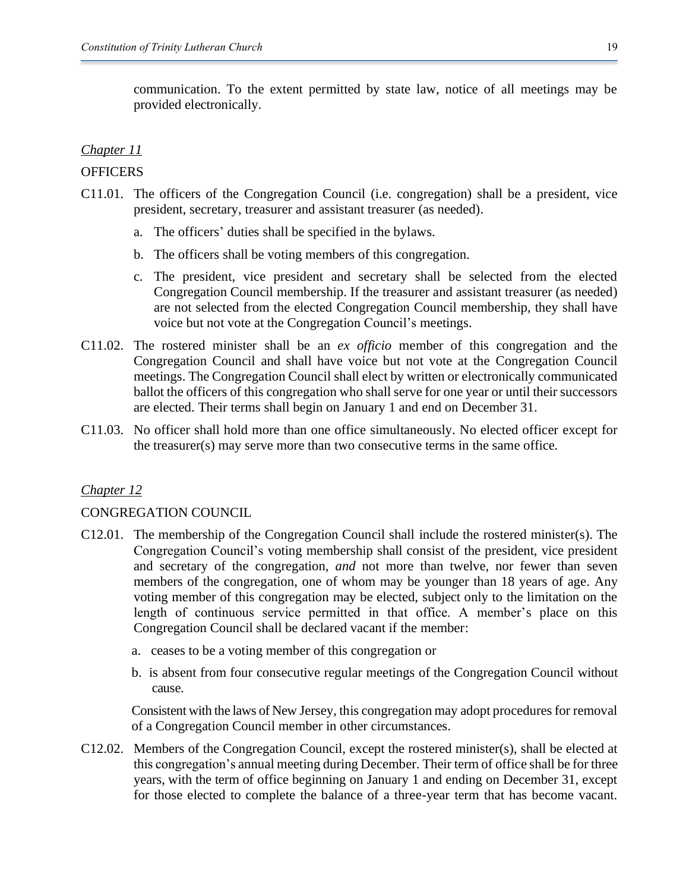communication. To the extent permitted by state law, notice of all meetings may be provided electronically.

*Chapter 11*

OFFICERS

C11.01. The officers of the Congregation Council (i.e. congregation) shall be a president, vice president, secretary, treasurer and assistant treasurer (as needed).

a. The officers' duties shall be specified in the bylaws.

b. The officers shall be voting members of this congregation.

c. The president, vice president and secretary shall be selected from the elected Congregation Council membership. If the treasurer and assistant treasurer (as needed) are not selected from the elected Congregation Council membership, they shall have voice but not vote at the Congregation Council's meetings.

C11.02. The rostered minister shall be an *ex officio* member of this congregation and the Congregation Council and shall have voice but not vote at the Congregation Council meetings. The Congregation Council shall elect by written or electronically communicated ballot the officers of this congregation who shall serve for one year or until their successors are elected. Their terms shall begin on January 1 and end on December 31.

C11.03. No officer shall hold more than one office simultaneously. No elected officer except for the treasurer(s) may serve more than two consecutive terms in the same office.

*Chapter 12*

CONGREGATION COUNCIL

C12.01. The membership of the Congregation Council shall include the rostered minister(s). The Congregation Council's voting membership shall consist of the president, vice president and secretary of the congregation, *and* not more than twelve, nor fewer than seven members of the congregation, one of whom may be younger than 18 years of age. Any voting member of this congregation may be elected, subject only to the limitation on the length of continuous service permitted in that office. A member's place on this Congregation Council shall be declared vacant if the member:

a. ceases to be a voting member of this congregation or

b. is absent from four consecutive regular meetings of the Congregation Council without cause.

Consistent with the laws of New Jersey, this congregation may adopt procedures for removal of a Congregation Council member in other circumstances.

C12.02. Members of the Congregation Council, except the rostered minister(s), shall be elected at this congregation's annual meeting during December. Their term of office shall be for three years, with the term of office beginning on January 1 and ending on December 31, except for those elected to complete the balance of a three-year term that has become vacant.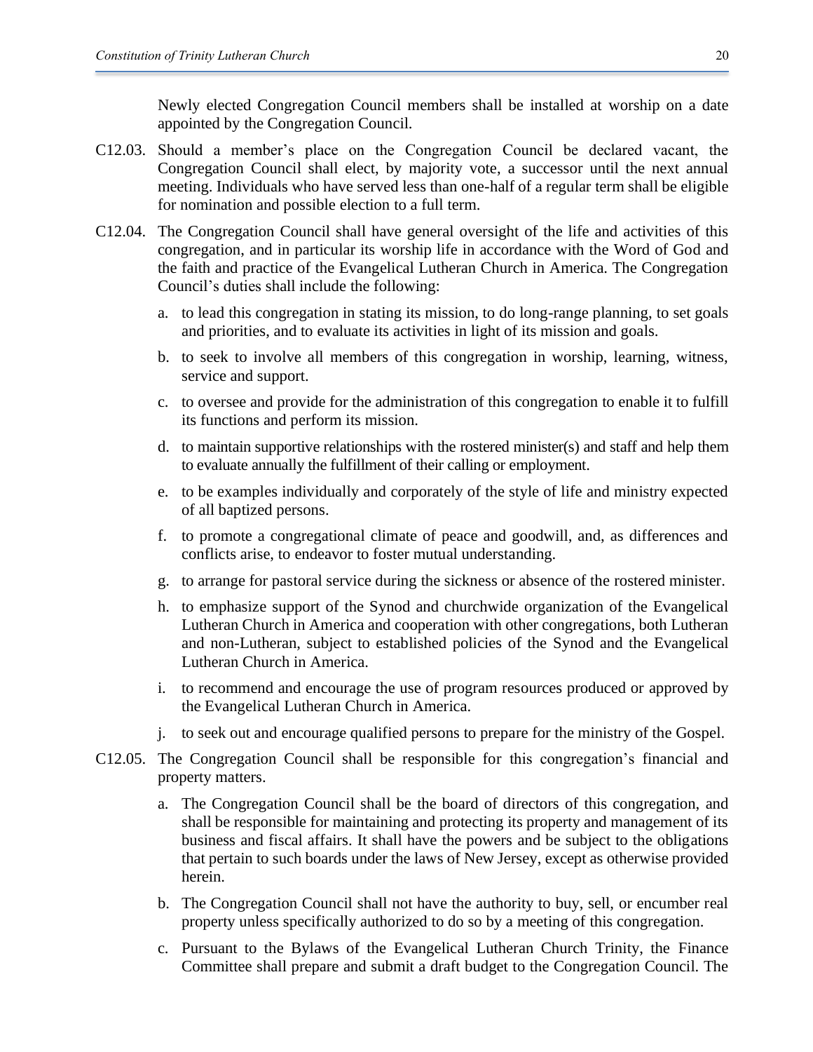Newly elected Congregation Council members shall be installed at worship on a date appointed by the Congregation Council.

C12.03. Should a member's place on the Congregation Council be declared vacant, the Congregation Council shall elect, by majority vote, a successor until the next annual meeting. Individuals who have served less than one-half of a regular term shall be eligible for nomination and possible election to a full term.

C12.04. The Congregation Council shall have general oversight of the life and activities of this congregation, and in particular its worship life in accordance with the Word of God and the faith and practice of the Evangelical Lutheran Church in America. The Congregation Council's duties shall include the following:

a. to lead this congregation in stating its mission, to do long-range planning, to set goals and priorities, and to evaluate its activities in light of its mission and goals.

b. to seek to involve all members of this congregation in worship, learning, witness, service and support.

c. to oversee and provide for the administration of this congregation to enable it to fulfill its functions and perform its mission.

d. to maintain supportive relationships with the rostered minister(s) and staff and help them to evaluate annually the fulfillment of their calling or employment.

e. to be examples individually and corporately of the style of life and ministry expected of all baptized persons.

f. to promote a congregational climate of peace and goodwill, and, as differences and conflicts arise, to endeavor to foster mutual understanding.

g. to arrange for pastoral service during the sickness or absence of the rostered minister.

h. to emphasize support of the Synod and churchwide organization of the Evangelical Lutheran Church in America and cooperation with other congregations, both Lutheran and non-Lutheran, subject to established policies of the Synod and the Evangelical Lutheran Church in America.

i. to recommend and encourage the use of program resources produced or approved by the Evangelical Lutheran Church in America.

j. to seek out and encourage qualified persons to prepare for the ministry of the Gospel.

C12.05. The Congregation Council shall be responsible for this congregation's financial and property matters.

a. The Congregation Council shall be the board of directors of this congregation, and shall be responsible for maintaining and protecting its property and management of its business and fiscal affairs. It shall have the powers and be subject to the obligations that pertain to such boards under the laws of New Jersey, except as otherwise provided herein.

b. The Congregation Council shall not have the authority to buy, sell, or encumber real property unless specifically authorized to do so by a meeting of this congregation.

c. Pursuant to the Bylaws of the Evangelical Lutheran Church Trinity, the Finance Committee shall prepare and submit a draft budget to the Congregation Council. The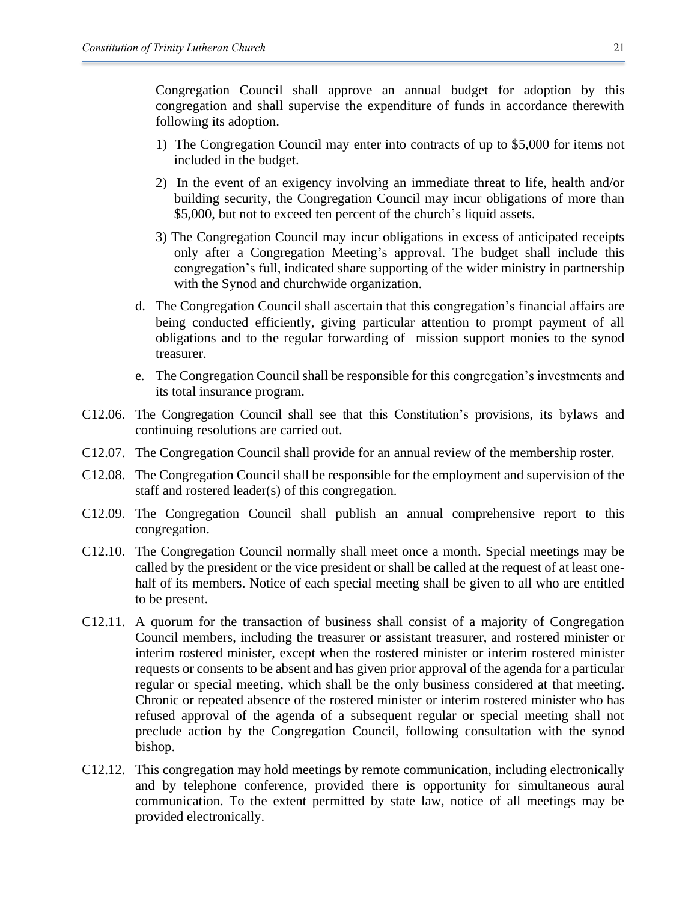Congregation Council shall approve an annual budget for adoption by this congregation and shall supervise the expenditure of funds in accordance therewith following its adoption.

1) The Congregation Council may enter into contracts of up to $5,000 for items not included in the budget.

2) In the event of an exigency involving an immediate threat to life, health and/or building security, the Congregation Council may incur obligations of more than $5,000, but not to exceed ten percent of the church's liquid assets.

3) The Congregation Council may incur obligations in excess of anticipated receipts only after a Congregation Meeting's approval. The budget shall include this congregation's full, indicated share supporting of the wider ministry in partnership with the Synod and churchwide organization.

d. The Congregation Council shall ascertain that this congregation's financial affairs are being conducted efficiently, giving particular attention to prompt payment of all obligations and to the regular forwarding of mission support monies to the synod treasurer.

e. The Congregation Council shall be responsible for this congregation's investments and its total insurance program.

C12.06. The Congregation Council shall see that this Constitution's provisions, its bylaws and continuing resolutions are carried out.

C12.07. The Congregation Council shall provide for an annual review of the membership roster.

C12.08. The Congregation Council shall be responsible for the employment and supervision of the staff and rostered leader(s) of this congregation.

C12.09. The Congregation Council shall publish an annual comprehensive report to this congregation.

C12.10. The Congregation Council normally shall meet once a month. Special meetings may be called by the president or the vice president or shall be called at the request of at least one-half of its members. Notice of each special meeting shall be given to all who are entitled to be present.

C12.11. A quorum for the transaction of business shall consist of a majority of Congregation Council members, including the treasurer or assistant treasurer, and rostered minister or interim rostered minister, except when the rostered minister or interim rostered minister requests or consents to be absent and has given prior approval of the agenda for a particular regular or special meeting, which shall be the only business considered at that meeting. Chronic or repeated absence of the rostered minister or interim rostered minister who has refused approval of the agenda of a subsequent regular or special meeting shall not preclude action by the Congregation Council, following consultation with the synod bishop.

C12.12. This congregation may hold meetings by remote communication, including electronically and by telephone conference, provided there is opportunity for simultaneous aural communication. To the extent permitted by state law, notice of all meetings may be provided electronically.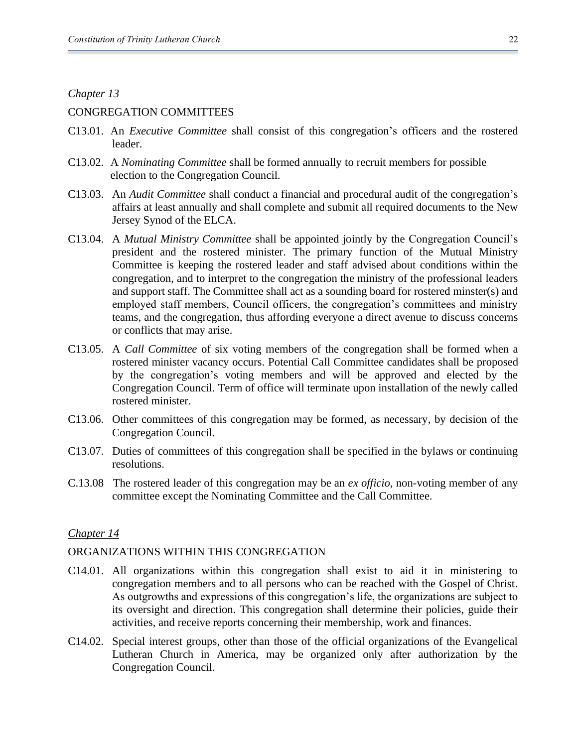*Chapter 13*

CONGREGATION COMMITTEES

C13.01. An *Executive Committee* shall consist of this congregation's officers and the rostered leader.

C13.02. A *Nominating Committee* shall be formed annually to recruit members for possible election to the Congregation Council.

C13.03. An *Audit Committee* shall conduct a financial and procedural audit of the congregation's affairs at least annually and shall complete and submit all required documents to the New Jersey Synod of the ELCA.

C13.04. A *Mutual Ministry Committee* shall be appointed jointly by the Congregation Council's president and the rostered minister. The primary function of the Mutual Ministry Committee is keeping the rostered leader and staff advised about conditions within the congregation, and to interpret to the congregation the ministry of the professional leaders and support staff. The Committee shall act as a sounding board for rostered minster(s) and employed staff members, Council officers, the congregation's committees and ministry teams, and the congregation, thus affording everyone a direct avenue to discuss concerns or conflicts that may arise.

C13.05. A *Call Committee* of six voting members of the congregation shall be formed when a rostered minister vacancy occurs. Potential Call Committee candidates shall be proposed by the congregation's voting members and will be approved and elected by the Congregation Council. Term of office will terminate upon installation of the newly called rostered minister.

C13.06. Other committees of this congregation may be formed, as necessary, by decision of the Congregation Council.

C13.07. Duties of committees of this congregation shall be specified in the bylaws or continuing resolutions.

C.13.08 The rostered leader of this congregation may be an *ex officio*, non-voting member of any committee except the Nominating Committee and the Call Committee.

*Chapter 14*

ORGANIZATIONS WITHIN THIS CONGREGATION

C14.01. All organizations within this congregation shall exist to aid it in ministering to congregation members and to all persons who can be reached with the Gospel of Christ. As outgrowths and expressions of this congregation's life, the organizations are subject to its oversight and direction. This congregation shall determine their policies, guide their activities, and receive reports concerning their membership, work and finances.

C14.02. Special interest groups, other than those of the official organizations of the Evangelical Lutheran Church in America, may be organized only after authorization by the Congregation Council.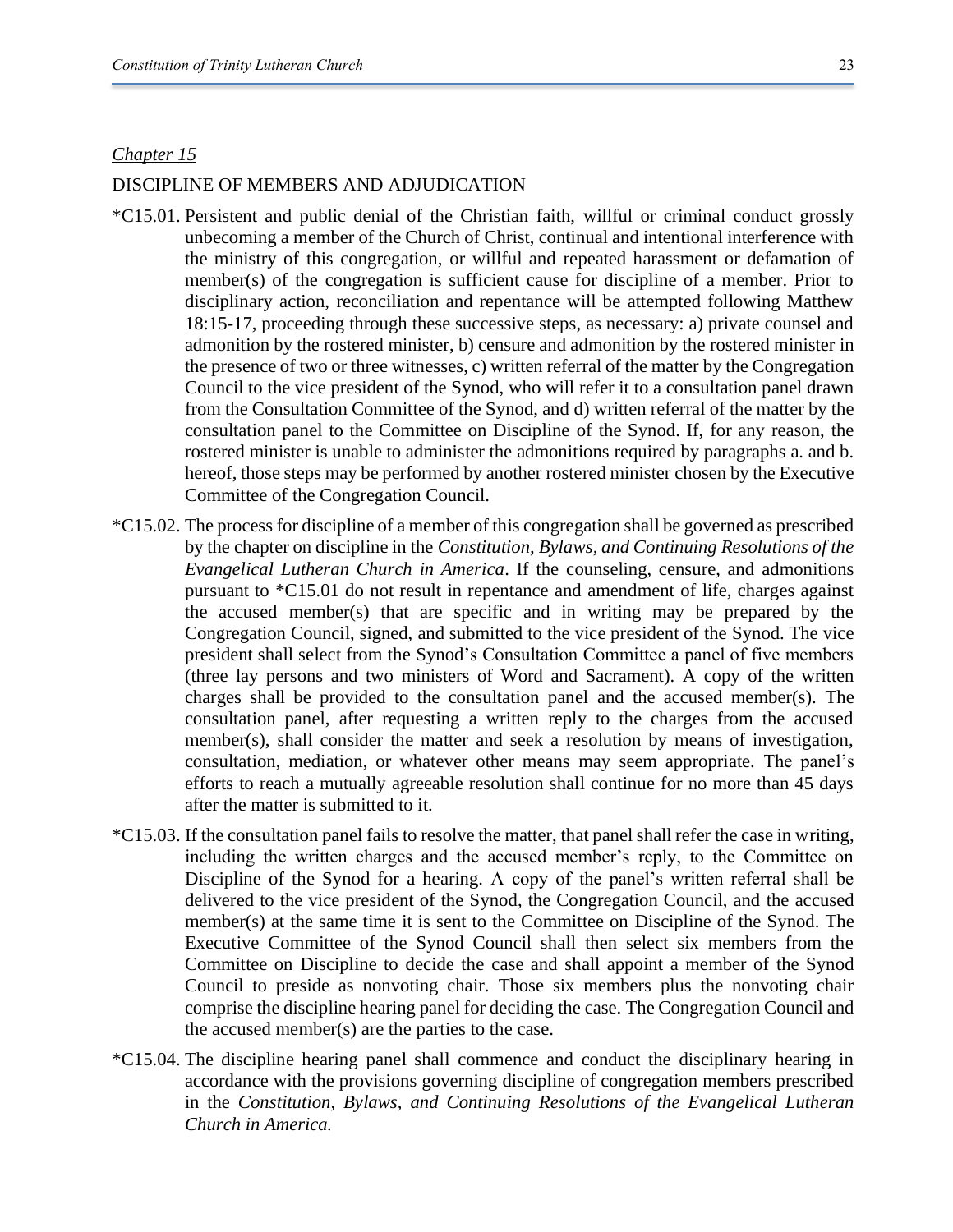*Chapter 15*

DISCIPLINE OF MEMBERS AND ADJUDICATION

*C15.01. Persistent and public denial of the Christian faith, willful or criminal conduct grossly unbecoming a member of the Church of Christ, continual and intentional interference with the ministry of this congregation, or willful and repeated harassment or defamation of member(s) of the congregation is sufficient cause for discipline of a member. Prior to disciplinary action, reconciliation and repentance will be attempted following Matthew 18:15-17, proceeding through these successive steps, as necessary: a) private counsel and admonition by the rostered minister, b) censure and admonition by the rostered minister in the presence of two or three witnesses, c) written referral of the matter by the Congregation Council to the vice president of the Synod, who will refer it to a consultation panel drawn from the Consultation Committee of the Synod, and d) written referral of the matter by the consultation panel to the Committee on Discipline of the Synod. If, for any reason, the rostered minister is unable to administer the admonitions required by paragraphs a. and b. hereof, those steps may be performed by another rostered minister chosen by the Executive Committee of the Congregation Council.

*C15.02. The process for discipline of a member of this congregation shall be governed as prescribed by the chapter on discipline in the *Constitution, Bylaws, and Continuing Resolutions of the Evangelical Lutheran Church in America*. If the counseling, censure, and admonitions pursuant to *C15.01 do not result in repentance and amendment of life, charges against the accused member(s) that are specific and in writing may be prepared by the Congregation Council, signed, and submitted to the vice president of the Synod. The vice president shall select from the Synod's Consultation Committee a panel of five members (three lay persons and two ministers of Word and Sacrament). A copy of the written charges shall be provided to the consultation panel and the accused member(s). The consultation panel, after requesting a written reply to the charges from the accused member(s), shall consider the matter and seek a resolution by means of investigation, consultation, mediation, or whatever other means may seem appropriate. The panel's efforts to reach a mutually agreeable resolution shall continue for no more than 45 days after the matter is submitted to it.

*C15.03. If the consultation panel fails to resolve the matter, that panel shall refer the case in writing, including the written charges and the accused member's reply, to the Committee on Discipline of the Synod for a hearing. A copy of the panel's written referral shall be delivered to the vice president of the Synod, the Congregation Council, and the accused member(s) at the same time it is sent to the Committee on Discipline of the Synod. The Executive Committee of the Synod Council shall then select six members from the Committee on Discipline to decide the case and shall appoint a member of the Synod Council to preside as nonvoting chair. Those six members plus the nonvoting chair comprise the discipline hearing panel for deciding the case. The Congregation Council and the accused member(s) are the parties to the case.

*C15.04. The discipline hearing panel shall commence and conduct the disciplinary hearing in accordance with the provisions governing discipline of congregation members prescribed in the *Constitution, Bylaws, and Continuing Resolutions of the Evangelical Lutheran Church in America.*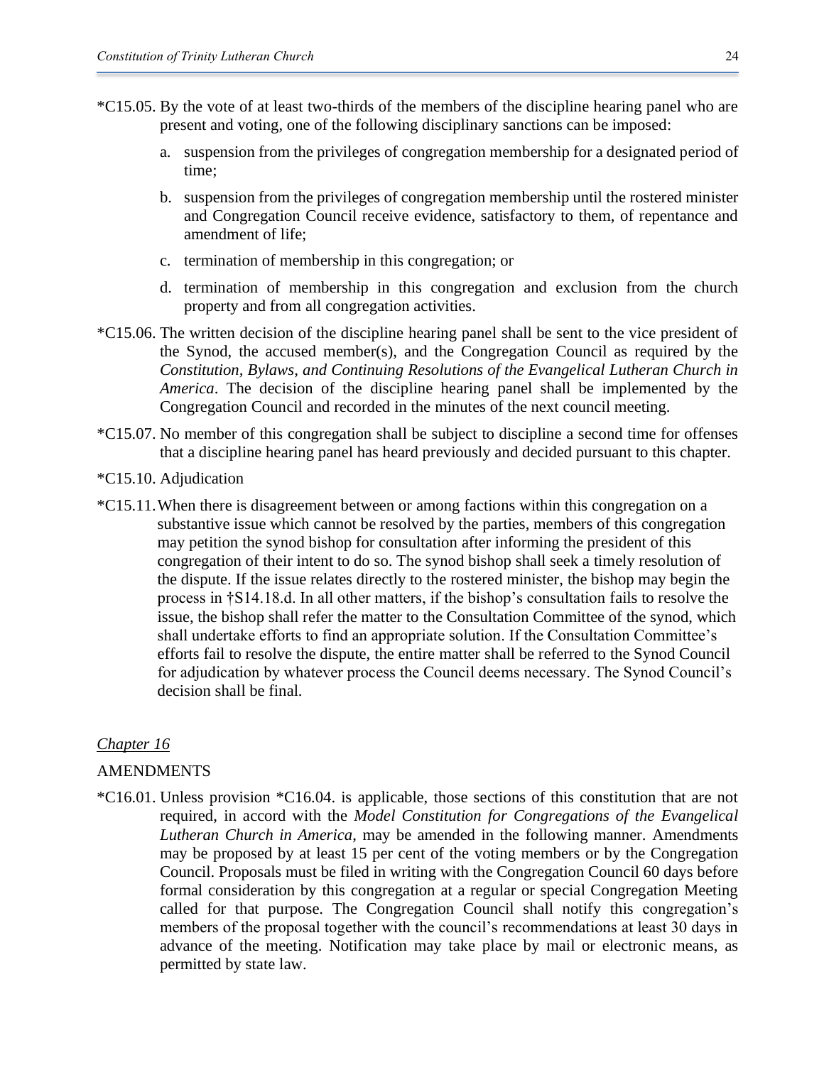*C15.05. By the vote of at least two-thirds of the members of the discipline hearing panel who are present and voting, one of the following disciplinary sanctions can be imposed:

a. suspension from the privileges of congregation membership for a designated period of time;

b. suspension from the privileges of congregation membership until the rostered minister and Congregation Council receive evidence, satisfactory to them, of repentance and amendment of life;

c. termination of membership in this congregation; or

d. termination of membership in this congregation and exclusion from the church property and from all congregation activities.

*C15.06. The written decision of the discipline hearing panel shall be sent to the vice president of the Synod, the accused member(s), and the Congregation Council as required by the *Constitution, Bylaws, and Continuing Resolutions of the Evangelical Lutheran Church in America*. The decision of the discipline hearing panel shall be implemented by the Congregation Council and recorded in the minutes of the next council meeting.

*C15.07. No member of this congregation shall be subject to discipline a second time for offenses that a discipline hearing panel has heard previously and decided pursuant to this chapter.

*C15.10. Adjudication

*C15.11. When there is disagreement between or among factions within this congregation on a substantive issue which cannot be resolved by the parties, members of this congregation may petition the synod bishop for consultation after informing the president of this congregation of their intent to do so. The synod bishop shall seek a timely resolution of the dispute. If the issue relates directly to the rostered minister, the bishop may begin the process in †S14.18.d. In all other matters, if the bishop's consultation fails to resolve the issue, the bishop shall refer the matter to the Consultation Committee of the synod, which shall undertake efforts to find an appropriate solution. If the Consultation Committee's efforts fail to resolve the dispute, the entire matter shall be referred to the Synod Council for adjudication by whatever process the Council deems necessary. The Synod Council's decision shall be final.

## *Chapter 16*

## AMENDMENTS

*C16.01. Unless provision *C16.04. is applicable, those sections of this constitution that are not required, in accord with the *Model Constitution for Congregations of the Evangelical Lutheran Church in America*, may be amended in the following manner. Amendments may be proposed by at least 15 per cent of the voting members or by the Congregation Council. Proposals must be filed in writing with the Congregation Council 60 days before formal consideration by this congregation at a regular or special Congregation Meeting called for that purpose. The Congregation Council shall notify this congregation's members of the proposal together with the council's recommendations at least 30 days in advance of the meeting. Notification may take place by mail or electronic means, as permitted by state law.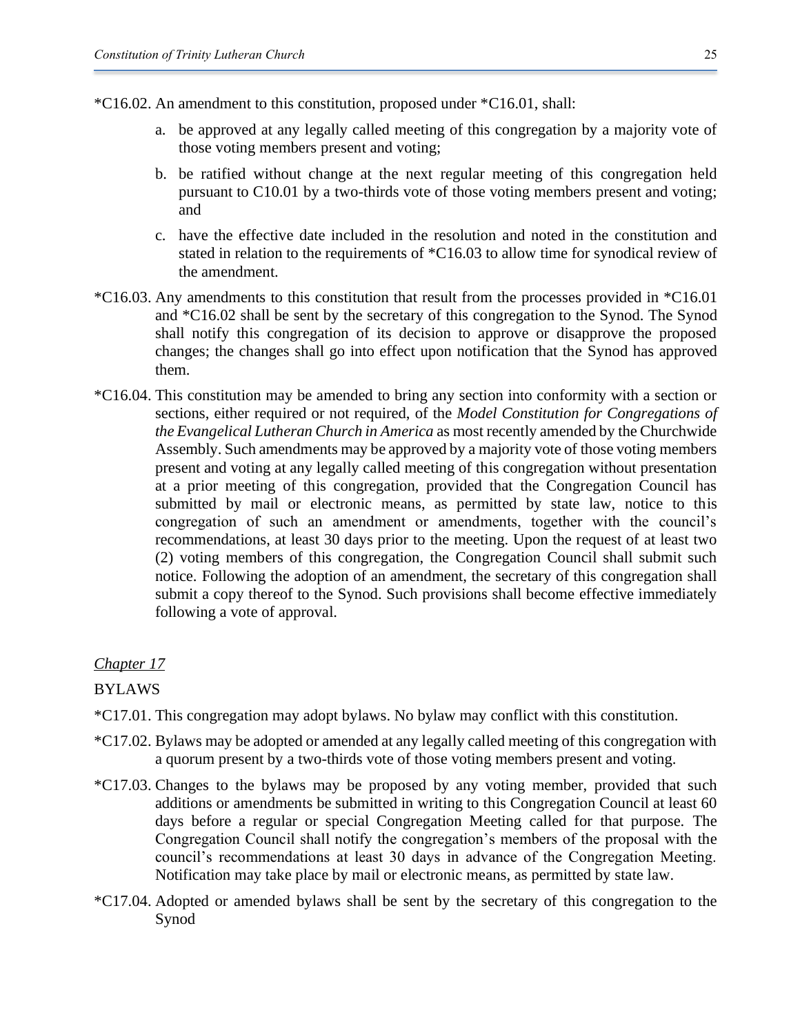*C16.02. An amendment to this constitution, proposed under *C16.01, shall:

a. be approved at any legally called meeting of this congregation by a majority vote of those voting members present and voting;

b. be ratified without change at the next regular meeting of this congregation held pursuant to C10.01 by a two-thirds vote of those voting members present and voting; and

c. have the effective date included in the resolution and noted in the constitution and stated in relation to the requirements of *C16.03 to allow time for synodical review of the amendment.

*C16.03. Any amendments to this constitution that result from the processes provided in *C16.01 and *C16.02 shall be sent by the secretary of this congregation to the Synod. The Synod shall notify this congregation of its decision to approve or disapprove the proposed changes; the changes shall go into effect upon notification that the Synod has approved them.

*C16.04. This constitution may be amended to bring any section into conformity with a section or sections, either required or not required, of the *Model Constitution for Congregations of the Evangelical Lutheran Church in America* as most recently amended by the Churchwide Assembly. Such amendments may be approved by a majority vote of those voting members present and voting at any legally called meeting of this congregation without presentation at a prior meeting of this congregation, provided that the Congregation Council has submitted by mail or electronic means, as permitted by state law, notice to this congregation of such an amendment or amendments, together with the council's recommendations, at least 30 days prior to the meeting. Upon the request of at least two (2) voting members of this congregation, the Congregation Council shall submit such notice. Following the adoption of an amendment, the secretary of this congregation shall submit a copy thereof to the Synod. Such provisions shall become effective immediately following a vote of approval.

## *Chapter 17*

## BYLAWS

*C17.01. This congregation may adopt bylaws. No bylaw may conflict with this constitution.

*C17.02. Bylaws may be adopted or amended at any legally called meeting of this congregation with a quorum present by a two-thirds vote of those voting members present and voting.

*C17.03. Changes to the bylaws may be proposed by any voting member, provided that such additions or amendments be submitted in writing to this Congregation Council at least 60 days before a regular or special Congregation Meeting called for that purpose. The Congregation Council shall notify the congregation's members of the proposal with the council's recommendations at least 30 days in advance of the Congregation Meeting. Notification may take place by mail or electronic means, as permitted by state law.

*C17.04. Adopted or amended bylaws shall be sent by the secretary of this congregation to the Synod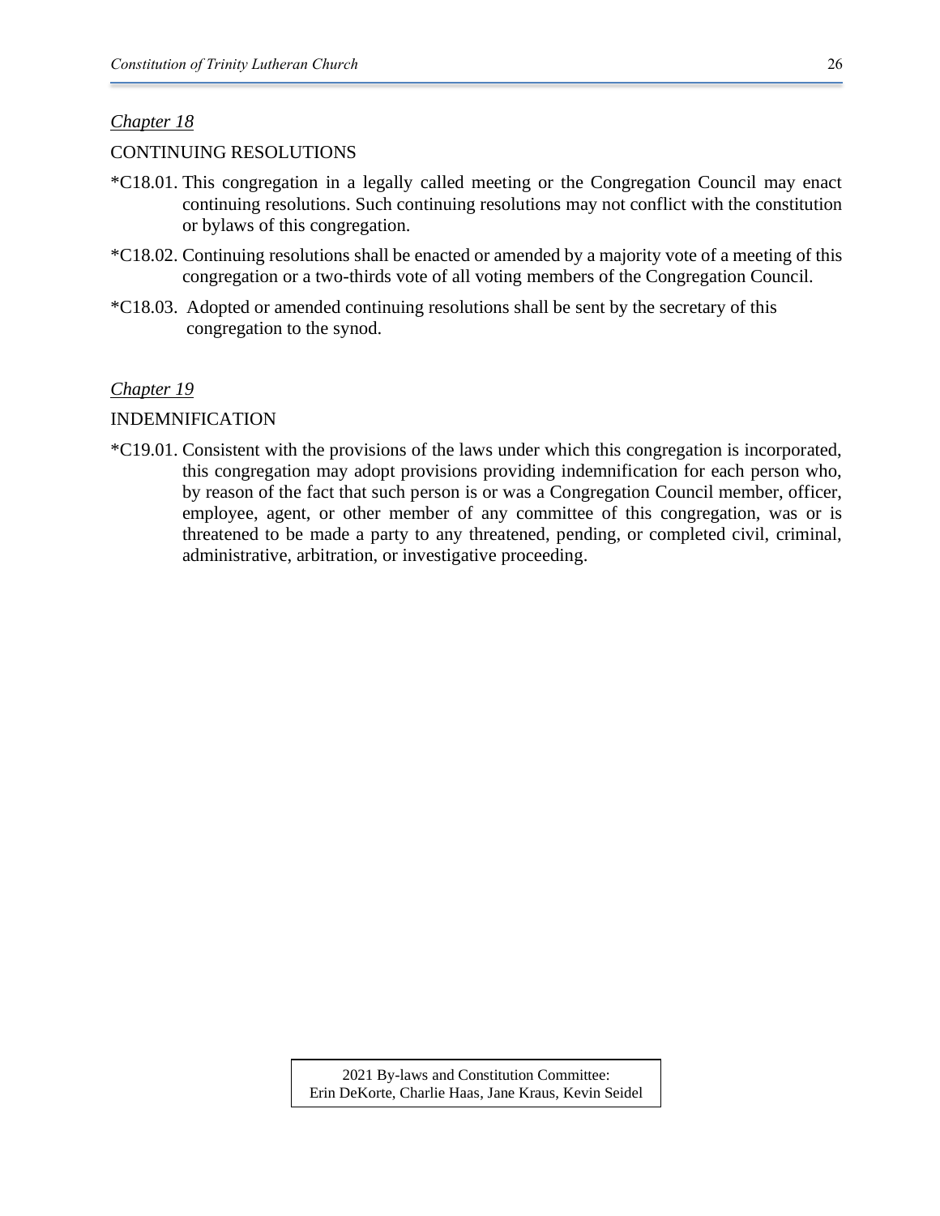*Chapter 18*

CONTINUING RESOLUTIONS

*C18.01. This congregation in a legally called meeting or the Congregation Council may enact continuing resolutions. Such continuing resolutions may not conflict with the constitution or bylaws of this congregation.

*C18.02. Continuing resolutions shall be enacted or amended by a majority vote of a meeting of this congregation or a two-thirds vote of all voting members of the Congregation Council.

*C18.03. Adopted or amended continuing resolutions shall be sent by the secretary of this congregation to the synod.

*Chapter 19*

INDEMNIFICATION

*C19.01. Consistent with the provisions of the laws under which this congregation is incorporated, this congregation may adopt provisions providing indemnification for each person who, by reason of the fact that such person is or was a Congregation Council member, officer, employee, agent, or other member of any committee of this congregation, was or is threatened to be made a party to any threatened, pending, or completed civil, criminal, administrative, arbitration, or investigative proceeding.

2021 By-laws and Constitution Committee:
Erin DeKorte, Charlie Haas, Jane Kraus, Kevin Seidel